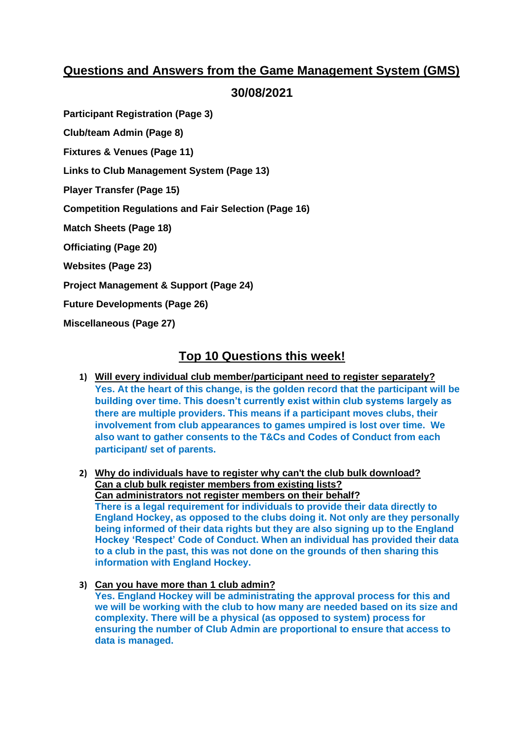# Questions and Answers from the Game Management System (GMS)

## 30/08/2021

**Participant Registration (Page 3)**

**Club/team Admin (Page 8)**

**Fixtures & Venues (Page 11)**

**Links to Club Management System (Page 13)**

**Player Transfer (Page 15)**

**Competition Regulations and Fair Selection (Page 16)**

**Match Sheets (Page 18)**

**Officiating (Page 20)**

**Websites (Page 23)**

**Project Management & Support (Page 24)**

**Future Developments (Page 26)**

**Miscellaneous (Page 27)**

## Top 10 Questions this week!

1) **Will every individual club member/participant need to register separately?**
   **Yes. At the heart of this change, is the golden record that the participant will be building over time. This doesn't currently exist within club systems largely as there are multiple providers. This means if a participant moves clubs, their involvement from club appearances to games umpired is lost over time. We also want to gather consents to the T&Cs and Codes of Conduct from each participant/ set of parents.**

2) **Why do individuals have to register why can't the club bulk download?**
   **Can a club bulk register members from existing lists?**
   **Can administrators not register members on their behalf?**
   **There is a legal requirement for individuals to provide their data directly to England Hockey, as opposed to the clubs doing it. Not only are they personally being informed of their data rights but they are also signing up to the England Hockey 'Respect' Code of Conduct. When an individual has provided their data to a club in the past, this was not done on the grounds of then sharing this information with England Hockey.**

3) **Can you have more than 1 club admin?**
   **Yes. England Hockey will be administrating the approval process for this and we will be working with the club to how many are needed based on its size and complexity. There will be a physical (as opposed to system) process for ensuring the number of Club Admin are proportional to ensure that access to data is managed.**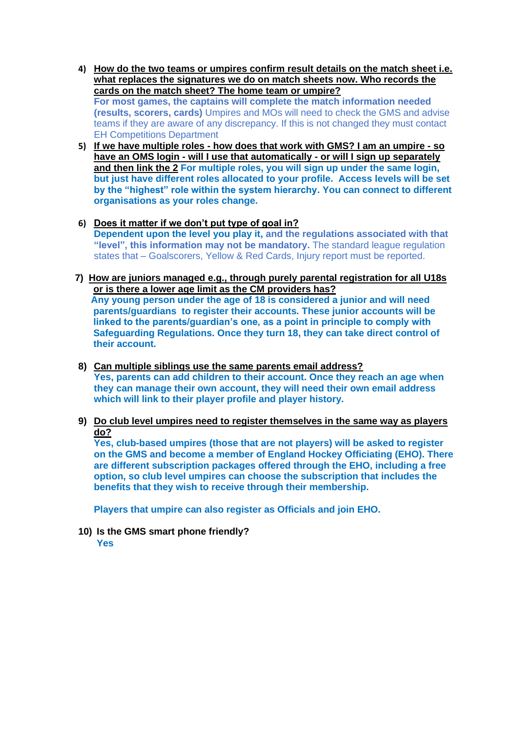4) **How do the two teams or umpires confirm result details on the match sheet i.e. what replaces the signatures we do on match sheets now. Who records the cards on the match sheet? The home team or umpire?**
**For most games, the captains will complete the match information needed (results, scorers, cards)** Umpires and MOs will need to check the GMS and advise teams if they are aware of any discrepancy. If this is not changed they must contact EH Competitions Department

5) **If we have multiple roles - how does that work with GMS? I am an umpire - so have an OMS login - will I use that automatically - or will I sign up separately and then link the 2** **For multiple roles, you will sign up under the same login, but just have different roles allocated to your profile. Access levels will be set by the "highest" role within the system hierarchy. You can connect to different organisations as your roles change.**

6) **Does it matter if we don't put type of goal in?**
**Dependent upon the level you play it, and the regulations associated with that "level", this information may not be mandatory.** The standard league regulation states that – Goalscorers, Yellow & Red Cards, Injury report must be reported.

7) **How are juniors managed e.g., through purely parental registration for all U18s or is there a lower age limit as the CM providers has?**
**Any young person under the age of 18 is considered a junior and will need parents/guardians to register their accounts. These junior accounts will be linked to the parents/guardian's one, as a point in principle to comply with Safeguarding Regulations. Once they turn 18, they can take direct control of their account.**

8) **Can multiple siblings use the same parents email address?**
**Yes, parents can add children to their account. Once they reach an age when they can manage their own account, they will need their own email address which will link to their player profile and player history.**

9) **Do club level umpires need to register themselves in the same way as players do?**
**Yes, club-based umpires (those that are not players) will be asked to register on the GMS and become a member of England Hockey Officiating (EHO). There are different subscription packages offered through the EHO, including a free option, so club level umpires can choose the subscription that includes the benefits that they wish to receive through their membership.**

**Players that umpire can also register as Officials and join EHO.**

10) **Is the GMS smart phone friendly?**
**Yes**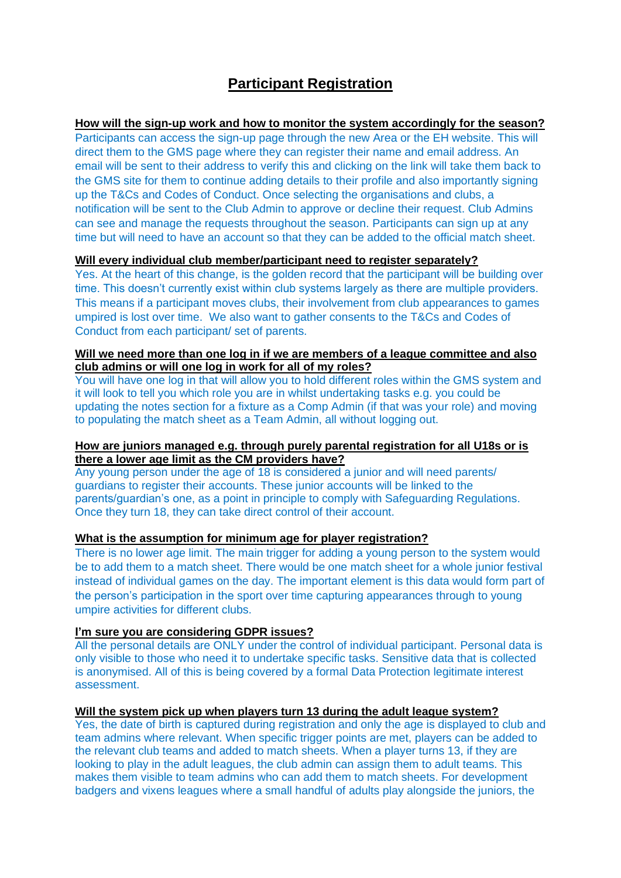# Participant Registration

**How will the sign-up work and how to monitor the system accordingly for the season?**

Participants can access the sign-up page through the new Area or the EH website. This will direct them to the GMS page where they can register their name and email address. An email will be sent to their address to verify this and clicking on the link will take them back to the GMS site for them to continue adding details to their profile and also importantly signing up the T&Cs and Codes of Conduct. Once selecting the organisations and clubs, a notification will be sent to the Club Admin to approve or decline their request. Club Admins can see and manage the requests throughout the season. Participants can sign up at any time but will need to have an account so that they can be added to the official match sheet.

**Will every individual club member/participant need to register separately?**

Yes. At the heart of this change, is the golden record that the participant will be building over time. This doesn't currently exist within club systems largely as there are multiple providers. This means if a participant moves clubs, their involvement from club appearances to games umpired is lost over time. We also want to gather consents to the T&Cs and Codes of Conduct from each participant/ set of parents.

**Will we need more than one log in if we are members of a league committee and also club admins or will one log in work for all of my roles?**

You will have one log in that will allow you to hold different roles within the GMS system and it will look to tell you which role you are in whilst undertaking tasks e.g. you could be updating the notes section for a fixture as a Comp Admin (if that was your role) and moving to populating the match sheet as a Team Admin, all without logging out.

**How are juniors managed e.g. through purely parental registration for all U18s or is there a lower age limit as the CM providers have?**

Any young person under the age of 18 is considered a junior and will need parents/ guardians to register their accounts. These junior accounts will be linked to the parents/guardian's one, as a point in principle to comply with Safeguarding Regulations. Once they turn 18, they can take direct control of their account.

**What is the assumption for minimum age for player registration?**

There is no lower age limit. The main trigger for adding a young person to the system would be to add them to a match sheet. There would be one match sheet for a whole junior festival instead of individual games on the day. The important element is this data would form part of the person's participation in the sport over time capturing appearances through to young umpire activities for different clubs.

**I'm sure you are considering GDPR issues?**

All the personal details are ONLY under the control of individual participant. Personal data is only visible to those who need it to undertake specific tasks. Sensitive data that is collected is anonymised. All of this is being covered by a formal Data Protection legitimate interest assessment.

**Will the system pick up when players turn 13 during the adult league system?**

Yes, the date of birth is captured during registration and only the age is displayed to club and team admins where relevant. When specific trigger points are met, players can be added to the relevant club teams and added to match sheets. When a player turns 13, if they are looking to play in the adult leagues, the club admin can assign them to adult teams. This makes them visible to team admins who can add them to match sheets. For development badgers and vixens leagues where a small handful of adults play alongside the juniors, the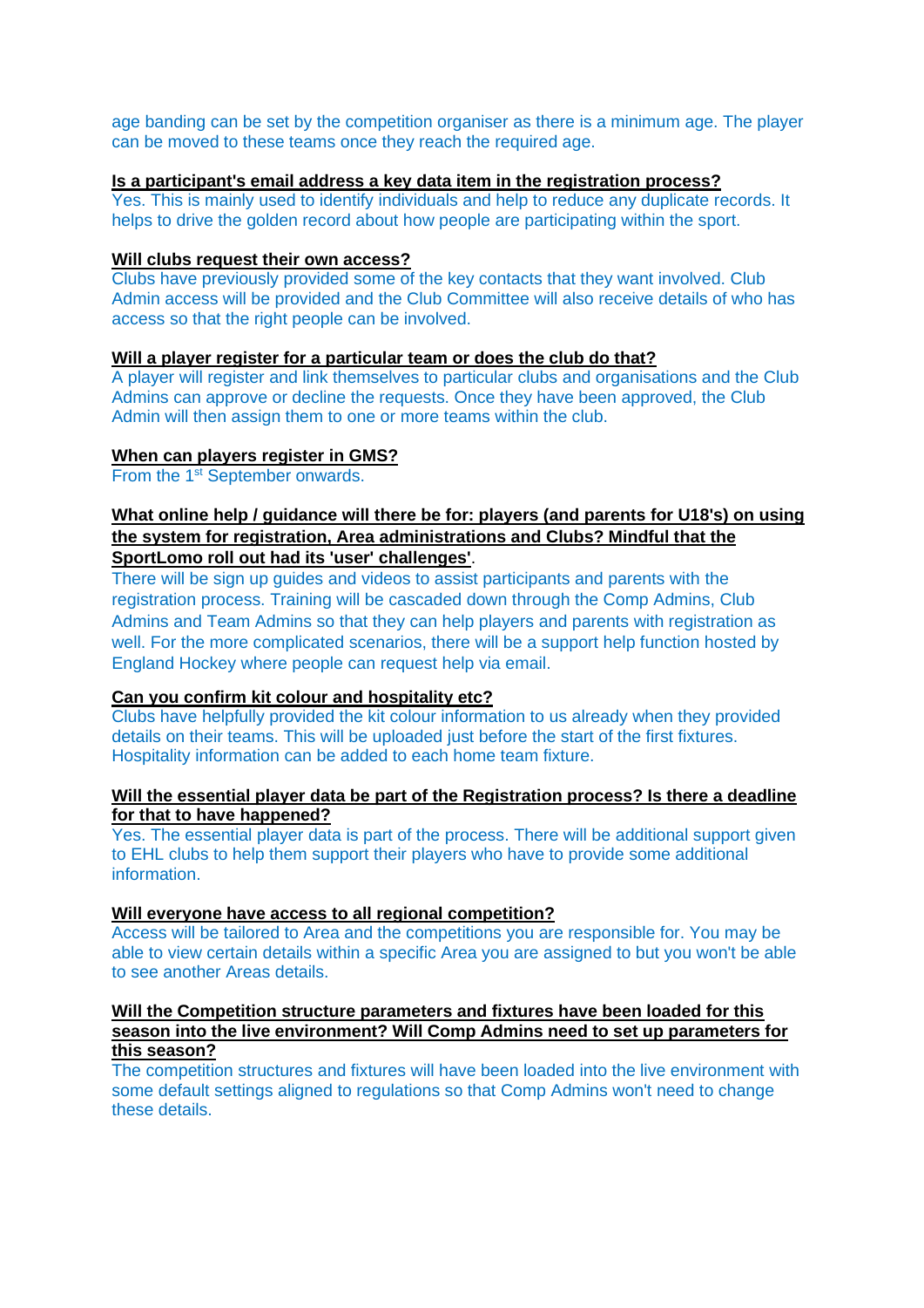age banding can be set by the competition organiser as there is a minimum age. The player can be moved to these teams once they reach the required age.

**Is a participant's email address a key data item in the registration process?**
Yes. This is mainly used to identify individuals and help to reduce any duplicate records. It helps to drive the golden record about how people are participating within the sport.

**Will clubs request their own access?**
Clubs have previously provided some of the key contacts that they want involved. Club Admin access will be provided and the Club Committee will also receive details of who has access so that the right people can be involved.

**Will a player register for a particular team or does the club do that?**
A player will register and link themselves to particular clubs and organisations and the Club Admins can approve or decline the requests. Once they have been approved, the Club Admin will then assign them to one or more teams within the club.

**When can players register in GMS?**
From the 1st September onwards.

**What online help / guidance will there be for: players (and parents for U18's) on using the system for registration, Area administrations and Clubs? Mindful that the SportLomo roll out had its 'user' challenges'**.
There will be sign up guides and videos to assist participants and parents with the registration process. Training will be cascaded down through the Comp Admins, Club Admins and Team Admins so that they can help players and parents with registration as well. For the more complicated scenarios, there will be a support help function hosted by England Hockey where people can request help via email.

**Can you confirm kit colour and hospitality etc?**
Clubs have helpfully provided the kit colour information to us already when they provided details on their teams. This will be uploaded just before the start of the first fixtures. Hospitality information can be added to each home team fixture.

**Will the essential player data be part of the Registration process? Is there a deadline for that to have happened?**
Yes. The essential player data is part of the process. There will be additional support given to EHL clubs to help them support their players who have to provide some additional information.

**Will everyone have access to all regional competition?**
Access will be tailored to Area and the competitions you are responsible for. You may be able to view certain details within a specific Area you are assigned to but you won't be able to see another Areas details.

**Will the Competition structure parameters and fixtures have been loaded for this season into the live environment? Will Comp Admins need to set up parameters for this season?**
The competition structures and fixtures will have been loaded into the live environment with some default settings aligned to regulations so that Comp Admins won't need to change these details.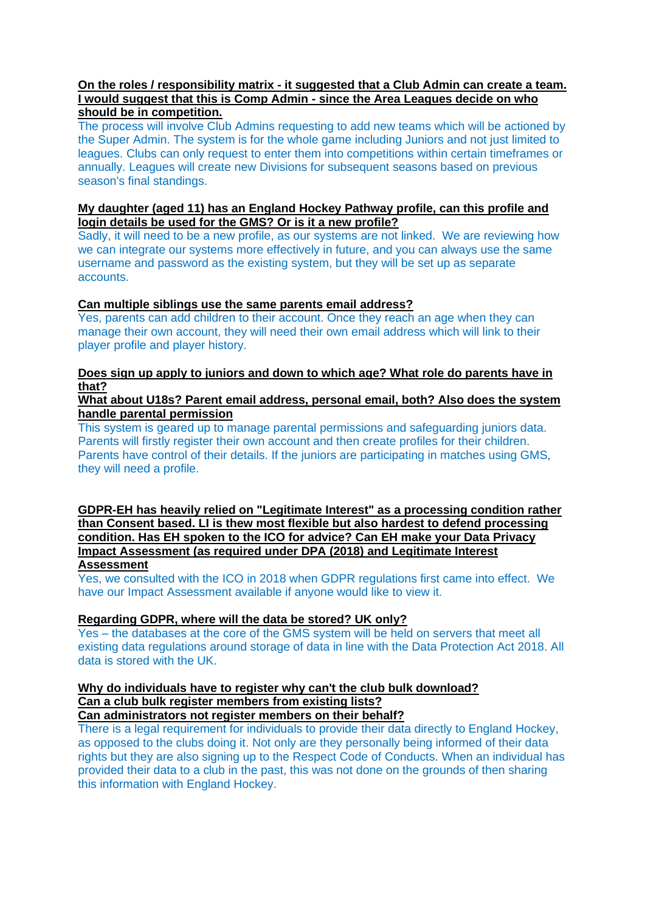**On the roles / responsibility matrix - it suggested that a Club Admin can create a team. I would suggest that this is Comp Admin - since the Area Leagues decide on who should be in competition.**

The process will involve Club Admins requesting to add new teams which will be actioned by the Super Admin. The system is for the whole game including Juniors and not just limited to leagues. Clubs can only request to enter them into competitions within certain timeframes or annually. Leagues will create new Divisions for subsequent seasons based on previous season's final standings.

**My daughter (aged 11) has an England Hockey Pathway profile, can this profile and login details be used for the GMS? Or is it a new profile?**

Sadly, it will need to be a new profile, as our systems are not linked. We are reviewing how we can integrate our systems more effectively in future, and you can always use the same username and password as the existing system, but they will be set up as separate accounts.

**Can multiple siblings use the same parents email address?**

Yes, parents can add children to their account. Once they reach an age when they can manage their own account, they will need their own email address which will link to their player profile and player history.

**Does sign up apply to juniors and down to which age? What role do parents have in that?**

**What about U18s? Parent email address, personal email, both? Also does the system handle parental permission**

This system is geared up to manage parental permissions and safeguarding juniors data. Parents will firstly register their own account and then create profiles for their children. Parents have control of their details. If the juniors are participating in matches using GMS, they will need a profile.

**GDPR-EH has heavily relied on "Legitimate Interest" as a processing condition rather than Consent based. LI is thew most flexible but also hardest to defend processing condition. Has EH spoken to the ICO for advice? Can EH make your Data Privacy Impact Assessment (as required under DPA (2018) and Legitimate Interest Assessment**

Yes, we consulted with the ICO in 2018 when GDPR regulations first came into effect. We have our Impact Assessment available if anyone would like to view it.

**Regarding GDPR, where will the data be stored? UK only?**

Yes – the databases at the core of the GMS system will be held on servers that meet all existing data regulations around storage of data in line with the Data Protection Act 2018. All data is stored with the UK.

**Why do individuals have to register why can't the club bulk download?**

**Can a club bulk register members from existing lists?**

**Can administrators not register members on their behalf?**

There is a legal requirement for individuals to provide their data directly to England Hockey, as opposed to the clubs doing it. Not only are they personally being informed of their data rights but they are also signing up to the Respect Code of Conducts. When an individual has provided their data to a club in the past, this was not done on the grounds of then sharing this information with England Hockey.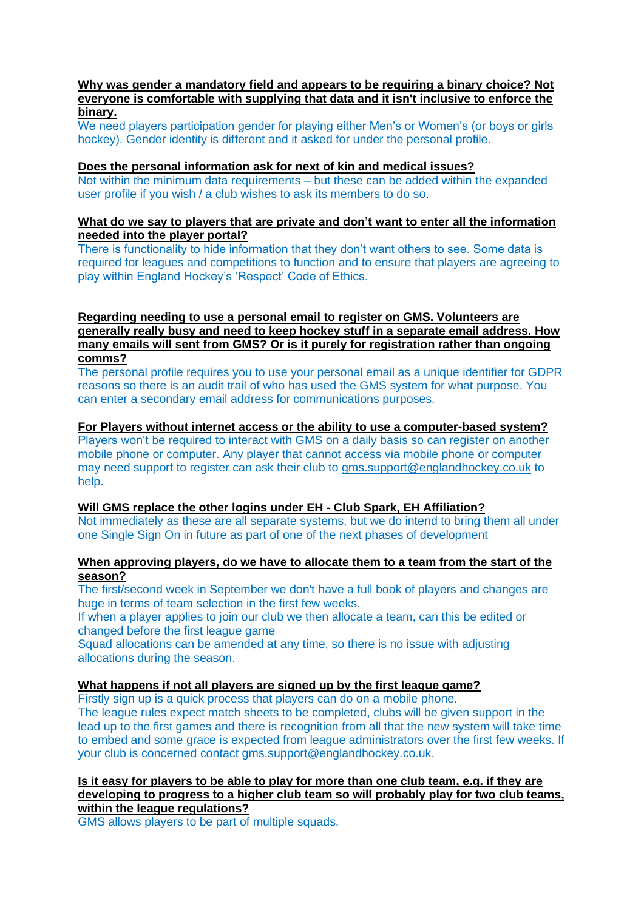**Why was gender a mandatory field and appears to be requiring a binary choice? Not everyone is comfortable with supplying that data and it isn't inclusive to enforce the binary.**

We need players participation gender for playing either Men's or Women's (or boys or girls hockey). Gender identity is different and it asked for under the personal profile.

**Does the personal information ask for next of kin and medical issues?**

Not within the minimum data requirements – but these can be added within the expanded user profile if you wish / a club wishes to ask its members to do so.

**What do we say to players that are private and don't want to enter all the information needed into the player portal?**

There is functionality to hide information that they don't want others to see. Some data is required for leagues and competitions to function and to ensure that players are agreeing to play within England Hockey's 'Respect' Code of Ethics.

**Regarding needing to use a personal email to register on GMS. Volunteers are generally really busy and need to keep hockey stuff in a separate email address. How many emails will sent from GMS? Or is it purely for registration rather than ongoing comms?**

The personal profile requires you to use your personal email as a unique identifier for GDPR reasons so there is an audit trail of who has used the GMS system for what purpose. You can enter a secondary email address for communications purposes.

**For Players without internet access or the ability to use a computer-based system?**

Players won't be required to interact with GMS on a daily basis so can register on another mobile phone or computer. Any player that cannot access via mobile phone or computer may need support to register can ask their club to gms.support@englandhockey.co.uk to help.

**Will GMS replace the other logins under EH - Club Spark, EH Affiliation?**

Not immediately as these are all separate systems, but we do intend to bring them all under one Single Sign On in future as part of one of the next phases of development

**When approving players, do we have to allocate them to a team from the start of the season?**

The first/second week in September we don't have a full book of players and changes are huge in terms of team selection in the first few weeks.

If when a player applies to join our club we then allocate a team, can this be edited or changed before the first league game

Squad allocations can be amended at any time, so there is no issue with adjusting allocations during the season.

**What happens if not all players are signed up by the first league game?**

Firstly sign up is a quick process that players can do on a mobile phone.

The league rules expect match sheets to be completed, clubs will be given support in the lead up to the first games and there is recognition from all that the new system will take time to embed and some grace is expected from league administrators over the first few weeks. If your club is concerned contact gms.support@englandhockey.co.uk.

**Is it easy for players to be able to play for more than one club team, e.g. if they are developing to progress to a higher club team so will probably play for two club teams, within the league regulations?**

GMS allows players to be part of multiple squads.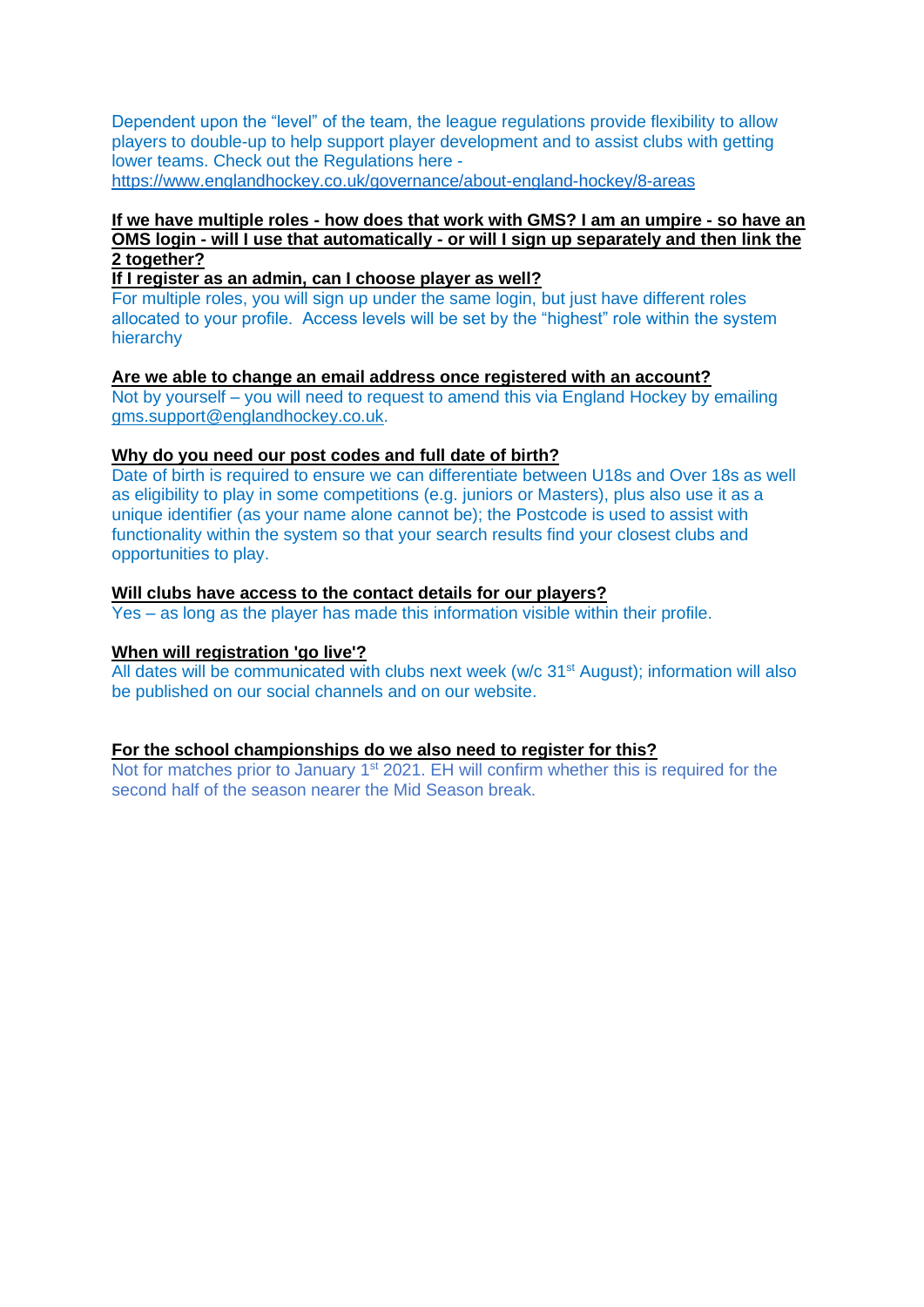Dependent upon the "level" of the team, the league regulations provide flexibility to allow players to double-up to help support player development and to assist clubs with getting lower teams. Check out the Regulations here - https://www.englandhockey.co.uk/governance/about-england-hockey/8-areas

**If we have multiple roles - how does that work with GMS? I am an umpire - so have an OMS login - will I use that automatically - or will I sign up separately and then link the 2 together?**

**If I register as an admin, can I choose player as well?**

For multiple roles, you will sign up under the same login, but just have different roles allocated to your profile. Access levels will be set by the "highest" role within the system hierarchy

**Are we able to change an email address once registered with an account?**

Not by yourself – you will need to request to amend this via England Hockey by emailing gms.support@englandhockey.co.uk.

**Why do you need our post codes and full date of birth?**

Date of birth is required to ensure we can differentiate between U18s and Over 18s as well as eligibility to play in some competitions (e.g. juniors or Masters), plus also use it as a unique identifier (as your name alone cannot be); the Postcode is used to assist with functionality within the system so that your search results find your closest clubs and opportunities to play.

**Will clubs have access to the contact details for our players?**

Yes – as long as the player has made this information visible within their profile.

**When will registration 'go live'?**

All dates will be communicated with clubs next week (w/c 31st August); information will also be published on our social channels and on our website.

**For the school championships do we also need to register for this?**

Not for matches prior to January 1st 2021. EH will confirm whether this is required for the second half of the season nearer the Mid Season break.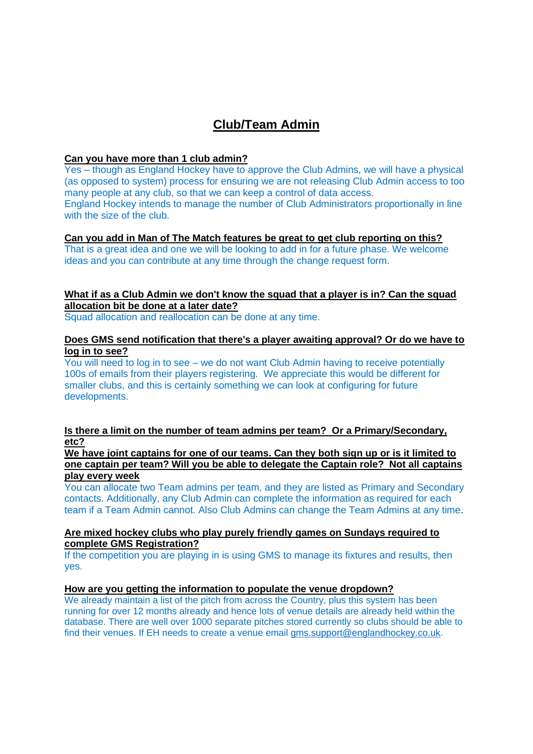# Club/Team Admin

**Can you have more than 1 club admin?**

Yes – though as England Hockey have to approve the Club Admins, we will have a physical (as opposed to system) process for ensuring we are not releasing Club Admin access to too many people at any club, so that we can keep a control of data access.
England Hockey intends to manage the number of Club Administrators proportionally in line with the size of the club.

**Can you add in Man of The Match features be great to get club reporting on this?**

That is a great idea and one we will be looking to add in for a future phase. We welcome ideas and you can contribute at any time through the change request form.

**What if as a Club Admin we don't know the squad that a player is in? Can the squad allocation bit be done at a later date?**

Squad allocation and reallocation can be done at any time.

**Does GMS send notification that there's a player awaiting approval? Or do we have to log in to see?**

You will need to log in to see – we do not want Club Admin having to receive potentially 100s of emails from their players registering. We appreciate this would be different for smaller clubs, and this is certainly something we can look at configuring for future developments.

**Is there a limit on the number of team admins per team? Or a Primary/Secondary, etc?**

**We have joint captains for one of our teams. Can they both sign up or is it limited to one captain per team? Will you be able to delegate the Captain role? Not all captains play every week**

You can allocate two Team admins per team, and they are listed as Primary and Secondary contacts. Additionally, any Club Admin can complete the information as required for each team if a Team Admin cannot. Also Club Admins can change the Team Admins at any time.

**Are mixed hockey clubs who play purely friendly games on Sundays required to complete GMS Registration?**

If the competition you are playing in is using GMS to manage its fixtures and results, then yes.

**How are you getting the information to populate the venue dropdown?**

We already maintain a list of the pitch from across the Country, plus this system has been running for over 12 months already and hence lots of venue details are already held within the database. There are well over 1000 separate pitches stored currently so clubs should be able to find their venues. If EH needs to create a venue email gms.support@englandhockey.co.uk.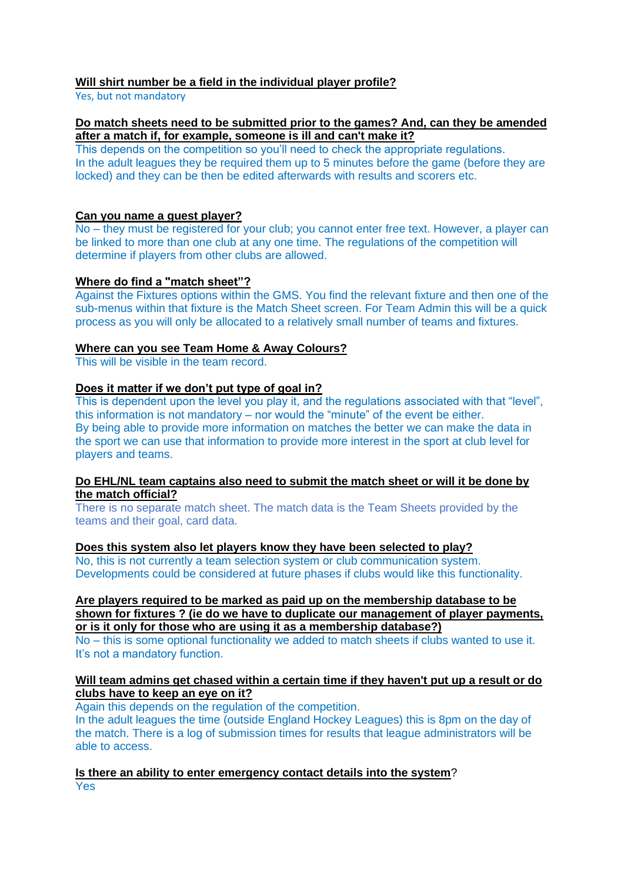**Will shirt number be a field in the individual player profile?**

Yes, but not mandatory

**Do match sheets need to be submitted prior to the games? And, can they be amended after a match if, for example, someone is ill and can't make it?**

This depends on the competition so you'll need to check the appropriate regulations.
In the adult leagues they be required them up to 5 minutes before the game (before they are locked) and they can be then be edited afterwards with results and scorers etc.

**Can you name a guest player?**

No – they must be registered for your club; you cannot enter free text. However, a player can be linked to more than one club at any one time. The regulations of the competition will determine if players from other clubs are allowed.

**Where do find a "match sheet"?**

Against the Fixtures options within the GMS. You find the relevant fixture and then one of the sub-menus within that fixture is the Match Sheet screen. For Team Admin this will be a quick process as you will only be allocated to a relatively small number of teams and fixtures.

**Where can you see Team Home & Away Colours?**

This will be visible in the team record.

**Does it matter if we don't put type of goal in?**

This is dependent upon the level you play it, and the regulations associated with that "level", this information is not mandatory – nor would the "minute" of the event be either.
By being able to provide more information on matches the better we can make the data in the sport we can use that information to provide more interest in the sport at club level for players and teams.

**Do EHL/NL team captains also need to submit the match sheet or will it be done by the match official?**

There is no separate match sheet. The match data is the Team Sheets provided by the teams and their goal, card data.

**Does this system also let players know they have been selected to play?**

No, this is not currently a team selection system or club communication system.
Developments could be considered at future phases if clubs would like this functionality.

**Are players required to be marked as paid up on the membership database to be shown for fixtures ? (ie do we have to duplicate our management of player payments, or is it only for those who are using it as a membership database?)**

No – this is some optional functionality we added to match sheets if clubs wanted to use it.
It's not a mandatory function.

**Will team admins get chased within a certain time if they haven't put up a result or do clubs have to keep an eye on it?**

Again this depends on the regulation of the competition.
In the adult leagues the time (outside England Hockey Leagues) this is 8pm on the day of the match. There is a log of submission times for results that league administrators will be able to access.

**Is there an ability to enter emergency contact details into the system**?

Yes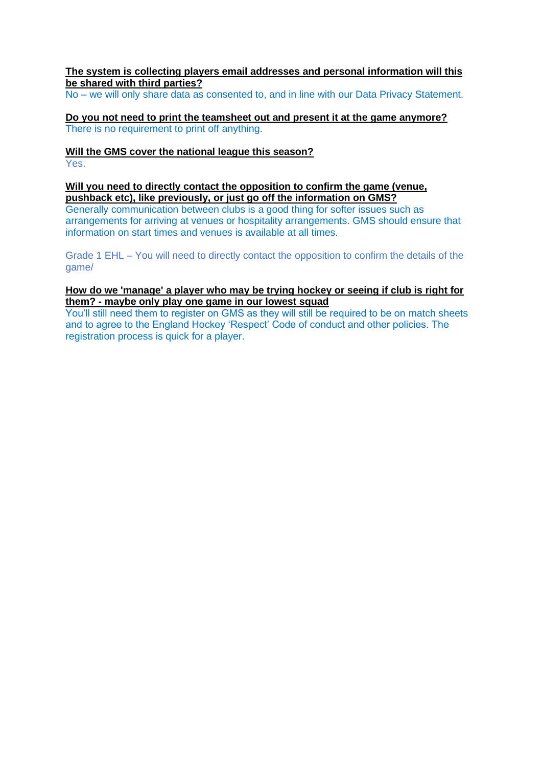**<u>The system is collecting players email addresses and personal information will this be shared with third parties?</u>**

No – we will only share data as consented to, and in line with our Data Privacy Statement.

**<u>Do you not need to print the teamsheet out and present it at the game anymore?</u>**

There is no requirement to print off anything.

**<u>Will the GMS cover the national league this season?</u>**

Yes.

**<u>Will you need to directly contact the opposition to confirm the game (venue, pushback etc), like previously, or just go off the information on GMS?</u>**

Generally communication between clubs is a good thing for softer issues such as arrangements for arriving at venues or hospitality arrangements. GMS should ensure that information on start times and venues is available at all times.

Grade 1 EHL – You will need to directly contact the opposition to confirm the details of the game/

**<u>How do we 'manage' a player who may be trying hockey or seeing if club is right for them? - maybe only play one game in our lowest squad</u>**

You'll still need them to register on GMS as they will still be required to be on match sheets and to agree to the England Hockey 'Respect' Code of conduct and other policies. The registration process is quick for a player.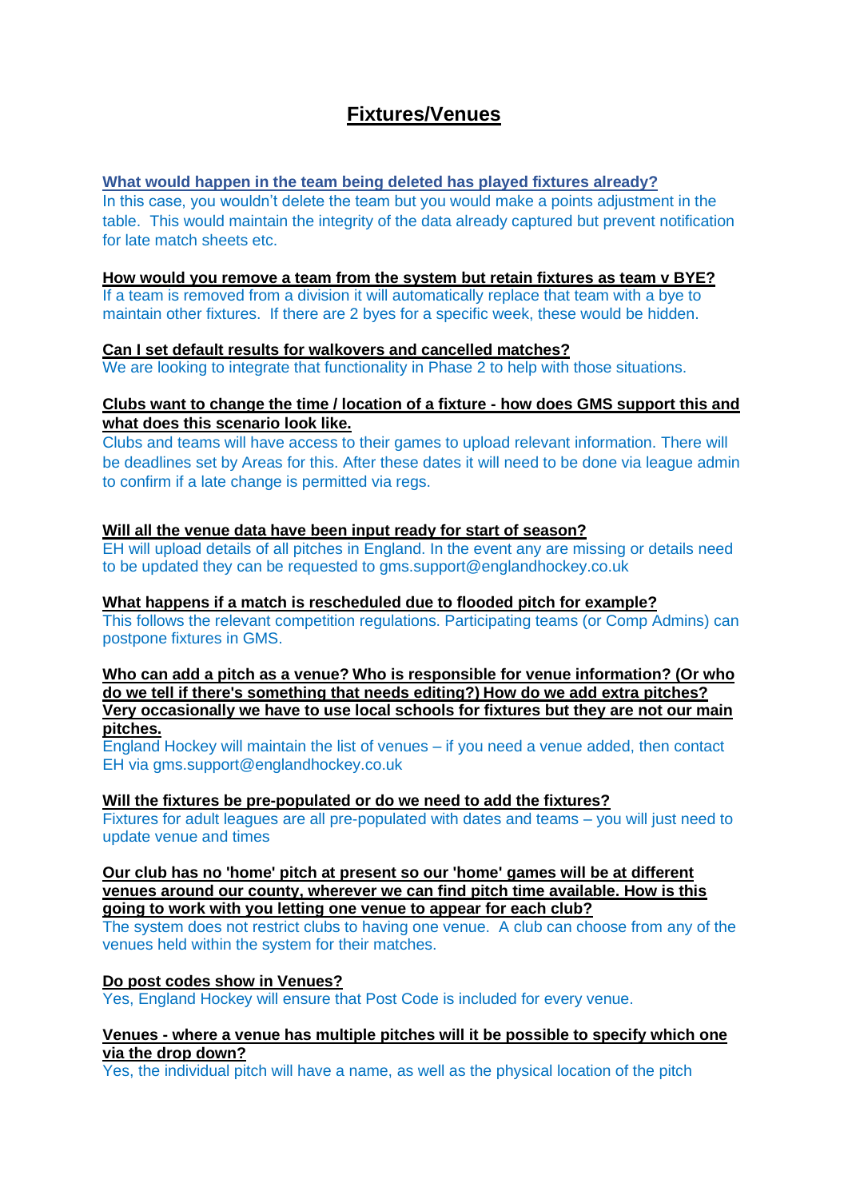# Fixtures/Venues

**What would happen in the team being deleted has played fixtures already?**

In this case, you wouldn't delete the team but you would make a points adjustment in the table. This would maintain the integrity of the data already captured but prevent notification for late match sheets etc.

**How would you remove a team from the system but retain fixtures as team v BYE?**

If a team is removed from a division it will automatically replace that team with a bye to maintain other fixtures. If there are 2 byes for a specific week, these would be hidden.

**Can I set default results for walkovers and cancelled matches?**

We are looking to integrate that functionality in Phase 2 to help with those situations.

**Clubs want to change the time / location of a fixture - how does GMS support this and what does this scenario look like.**

Clubs and teams will have access to their games to upload relevant information. There will be deadlines set by Areas for this. After these dates it will need to be done via league admin to confirm if a late change is permitted via regs.

**Will all the venue data have been input ready for start of season?**

EH will upload details of all pitches in England. In the event any are missing or details need to be updated they can be requested to gms.support@englandhockey.co.uk

**What happens if a match is rescheduled due to flooded pitch for example?**

This follows the relevant competition regulations. Participating teams (or Comp Admins) can postpone fixtures in GMS.

**Who can add a pitch as a venue? Who is responsible for venue information? (Or who do we tell if there's something that needs editing?) How do we add extra pitches? Very occasionally we have to use local schools for fixtures but they are not our main pitches.**

England Hockey will maintain the list of venues – if you need a venue added, then contact EH via gms.support@englandhockey.co.uk

**Will the fixtures be pre-populated or do we need to add the fixtures?**

Fixtures for adult leagues are all pre-populated with dates and teams – you will just need to update venue and times

**Our club has no 'home' pitch at present so our 'home' games will be at different venues around our county, wherever we can find pitch time available. How is this going to work with you letting one venue to appear for each club?**

The system does not restrict clubs to having one venue. A club can choose from any of the venues held within the system for their matches.

**Do post codes show in Venues?**

Yes, England Hockey will ensure that Post Code is included for every venue.

**Venues - where a venue has multiple pitches will it be possible to specify which one via the drop down?**

Yes, the individual pitch will have a name, as well as the physical location of the pitch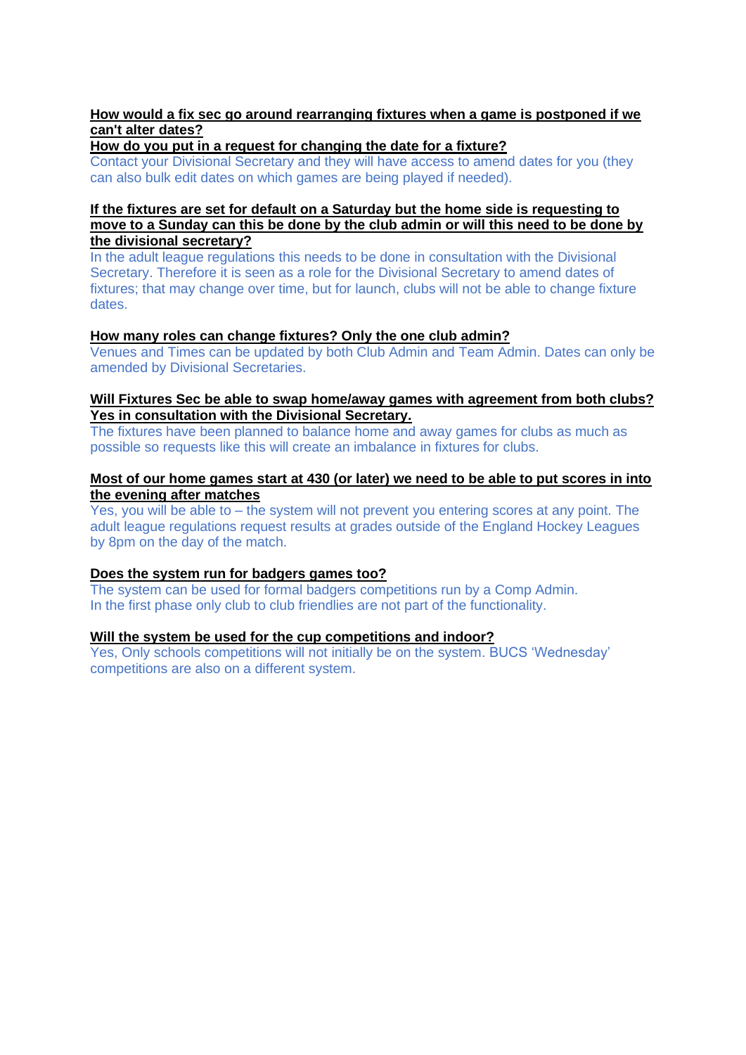**How would a fix sec go around rearranging fixtures when a game is postponed if we can't alter dates?**

**How do you put in a request for changing the date for a fixture?**

Contact your Divisional Secretary and they will have access to amend dates for you (they can also bulk edit dates on which games are being played if needed).

**If the fixtures are set for default on a Saturday but the home side is requesting to move to a Sunday can this be done by the club admin or will this need to be done by the divisional secretary?**

In the adult league regulations this needs to be done in consultation with the Divisional Secretary. Therefore it is seen as a role for the Divisional Secretary to amend dates of fixtures; that may change over time, but for launch, clubs will not be able to change fixture dates.

**How many roles can change fixtures? Only the one club admin?**

Venues and Times can be updated by both Club Admin and Team Admin. Dates can only be amended by Divisional Secretaries.

**Will Fixtures Sec be able to swap home/away games with agreement from both clubs? Yes in consultation with the Divisional Secretary.**

The fixtures have been planned to balance home and away games for clubs as much as possible so requests like this will create an imbalance in fixtures for clubs.

**Most of our home games start at 430 (or later) we need to be able to put scores in into the evening after matches**

Yes, you will be able to – the system will not prevent you entering scores at any point. The adult league regulations request results at grades outside of the England Hockey Leagues by 8pm on the day of the match.

**Does the system run for badgers games too?**

The system can be used for formal badgers competitions run by a Comp Admin.
In the first phase only club to club friendlies are not part of the functionality.

**Will the system be used for the cup competitions and indoor?**

Yes, Only schools competitions will not initially be on the system. BUCS 'Wednesday' competitions are also on a different system.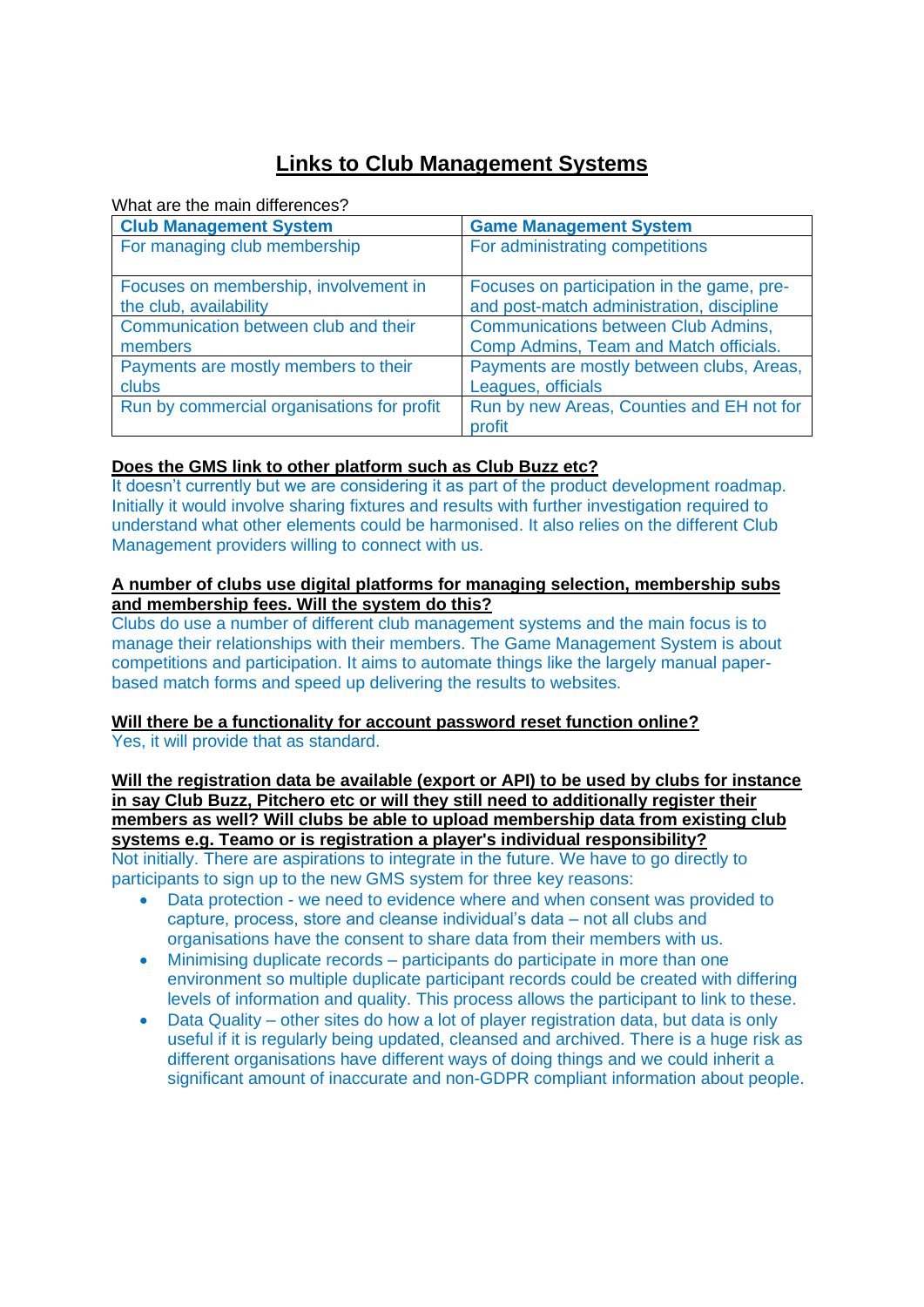# Links to Club Management Systems

What are the main differences?

| Club Management System | Game Management System |
| --- | --- |
| For managing club membership | For administrating competitions |
| Focuses on membership, involvement in the club, availability | Focuses on participation in the game, pre- and post-match administration, discipline |
| Communication between club and their members | Communications between Club Admins, Comp Admins, Team and Match officials. |
| Payments are mostly members to their clubs | Payments are mostly between clubs, Areas, Leagues, officials |
| Run by commercial organisations for profit | Run by new Areas, Counties and EH not for profit |

**Does the GMS link to other platform such as Club Buzz etc?**

It doesn't currently but we are considering it as part of the product development roadmap. Initially it would involve sharing fixtures and results with further investigation required to understand what other elements could be harmonised. It also relies on the different Club Management providers willing to connect with us.

**A number of clubs use digital platforms for managing selection, membership subs and membership fees. Will the system do this?**

Clubs do use a number of different club management systems and the main focus is to manage their relationships with their members. The Game Management System is about competitions and participation. It aims to automate things like the largely manual paper-based match forms and speed up delivering the results to websites.

**Will there be a functionality for account password reset function online?**

Yes, it will provide that as standard.

**Will the registration data be available (export or API) to be used by clubs for instance in say Club Buzz, Pitchero etc or will they still need to additionally register their members as well? Will clubs be able to upload membership data from existing club systems e.g. Teamo or is registration a player's individual responsibility?**

Not initially. There are aspirations to integrate in the future. We have to go directly to participants to sign up to the new GMS system for three key reasons:

- Data protection - we need to evidence where and when consent was provided to capture, process, store and cleanse individual's data – not all clubs and organisations have the consent to share data from their members with us.
- Minimising duplicate records – participants do participate in more than one environment so multiple duplicate participant records could be created with differing levels of information and quality. This process allows the participant to link to these.
- Data Quality – other sites do how a lot of player registration data, but data is only useful if it is regularly being updated, cleansed and archived. There is a huge risk as different organisations have different ways of doing things and we could inherit a significant amount of inaccurate and non-GDPR compliant information about people.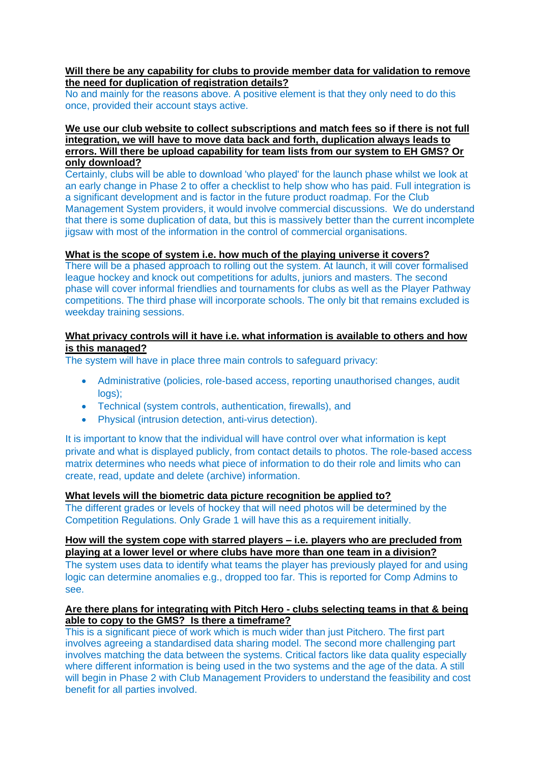**Will there be any capability for clubs to provide member data for validation to remove the need for duplication of registration details?**

No and mainly for the reasons above. A positive element is that they only need to do this once, provided their account stays active.

**We use our club website to collect subscriptions and match fees so if there is not full integration, we will have to move data back and forth, duplication always leads to errors. Will there be upload capability for team lists from our system to EH GMS? Or only download?**

Certainly, clubs will be able to download 'who played' for the launch phase whilst we look at an early change in Phase 2 to offer a checklist to help show who has paid. Full integration is a significant development and is factor in the future product roadmap. For the Club Management System providers, it would involve commercial discussions. We do understand that there is some duplication of data, but this is massively better than the current incomplete jigsaw with most of the information in the control of commercial organisations.

**What is the scope of system i.e. how much of the playing universe it covers?**

There will be a phased approach to rolling out the system. At launch, it will cover formalised league hockey and knock out competitions for adults, juniors and masters. The second phase will cover informal friendlies and tournaments for clubs as well as the Player Pathway competitions. The third phase will incorporate schools. The only bit that remains excluded is weekday training sessions.

**What privacy controls will it have i.e. what information is available to others and how is this managed?**

The system will have in place three main controls to safeguard privacy:

- Administrative (policies, role-based access, reporting unauthorised changes, audit logs);
- Technical (system controls, authentication, firewalls), and
- Physical (intrusion detection, anti-virus detection).

It is important to know that the individual will have control over what information is kept private and what is displayed publicly, from contact details to photos. The role-based access matrix determines who needs what piece of information to do their role and limits who can create, read, update and delete (archive) information.

**What levels will the biometric data picture recognition be applied to?**

The different grades or levels of hockey that will need photos will be determined by the Competition Regulations. Only Grade 1 will have this as a requirement initially.

**How will the system cope with starred players – i.e. players who are precluded from playing at a lower level or where clubs have more than one team in a division?**

The system uses data to identify what teams the player has previously played for and using logic can determine anomalies e.g., dropped too far. This is reported for Comp Admins to see.

**Are there plans for integrating with Pitch Hero - clubs selecting teams in that & being able to copy to the GMS? Is there a timeframe?**

This is a significant piece of work which is much wider than just Pitchero. The first part involves agreeing a standardised data sharing model. The second more challenging part involves matching the data between the systems. Critical factors like data quality especially where different information is being used in the two systems and the age of the data. A still will begin in Phase 2 with Club Management Providers to understand the feasibility and cost benefit for all parties involved.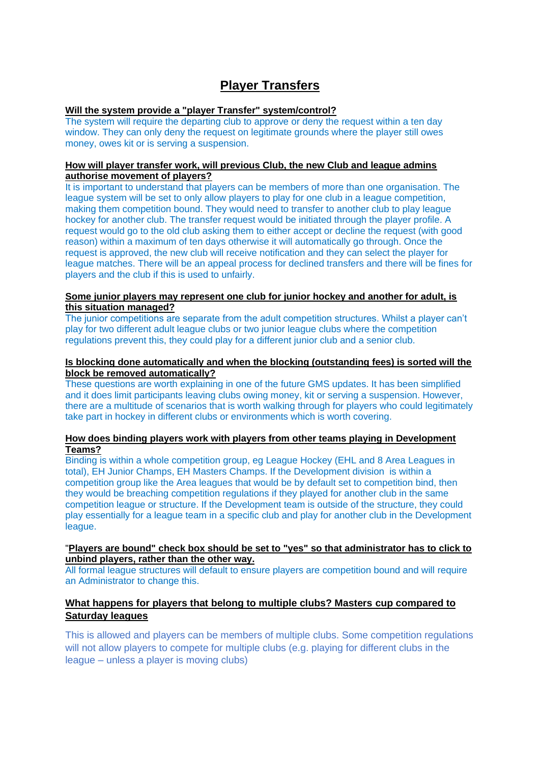# Player Transfers

**Will the system provide a "player Transfer" system/control?**

The system will require the departing club to approve or deny the request within a ten day window. They can only deny the request on legitimate grounds where the player still owes money, owes kit or is serving a suspension.

**How will player transfer work, will previous Club, the new Club and league admins authorise movement of players?**

It is important to understand that players can be members of more than one organisation. The league system will be set to only allow players to play for one club in a league competition, making them competition bound. They would need to transfer to another club to play league hockey for another club. The transfer request would be initiated through the player profile. A request would go to the old club asking them to either accept or decline the request (with good reason) within a maximum of ten days otherwise it will automatically go through. Once the request is approved, the new club will receive notification and they can select the player for league matches. There will be an appeal process for declined transfers and there will be fines for players and the club if this is used to unfairly.

**Some junior players may represent one club for junior hockey and another for adult, is this situation managed?**

The junior competitions are separate from the adult competition structures. Whilst a player can't play for two different adult league clubs or two junior league clubs where the competition regulations prevent this, they could play for a different junior club and a senior club.

**Is blocking done automatically and when the blocking (outstanding fees) is sorted will the block be removed automatically?**

These questions are worth explaining in one of the future GMS updates. It has been simplified and it does limit participants leaving clubs owing money, kit or serving a suspension. However, there are a multitude of scenarios that is worth walking through for players who could legitimately take part in hockey in different clubs or environments which is worth covering.

**How does binding players work with players from other teams playing in Development Teams?**

Binding is within a whole competition group, eg League Hockey (EHL and 8 Area Leagues in total), EH Junior Champs, EH Masters Champs. If the Development division is within a competition group like the Area leagues that would be by default set to competition bind, then they would be breaching competition regulations if they played for another club in the same competition league or structure. If the Development team is outside of the structure, they could play essentially for a league team in a specific club and play for another club in the Development league.

"**Players are bound" check box should be set to "yes" so that administrator has to click to unbind players, rather than the other way.**

All formal league structures will default to ensure players are competition bound and will require an Administrator to change this.

**What happens for players that belong to multiple clubs? Masters cup compared to Saturday leagues**

This is allowed and players can be members of multiple clubs. Some competition regulations will not allow players to compete for multiple clubs (e.g. playing for different clubs in the league – unless a player is moving clubs)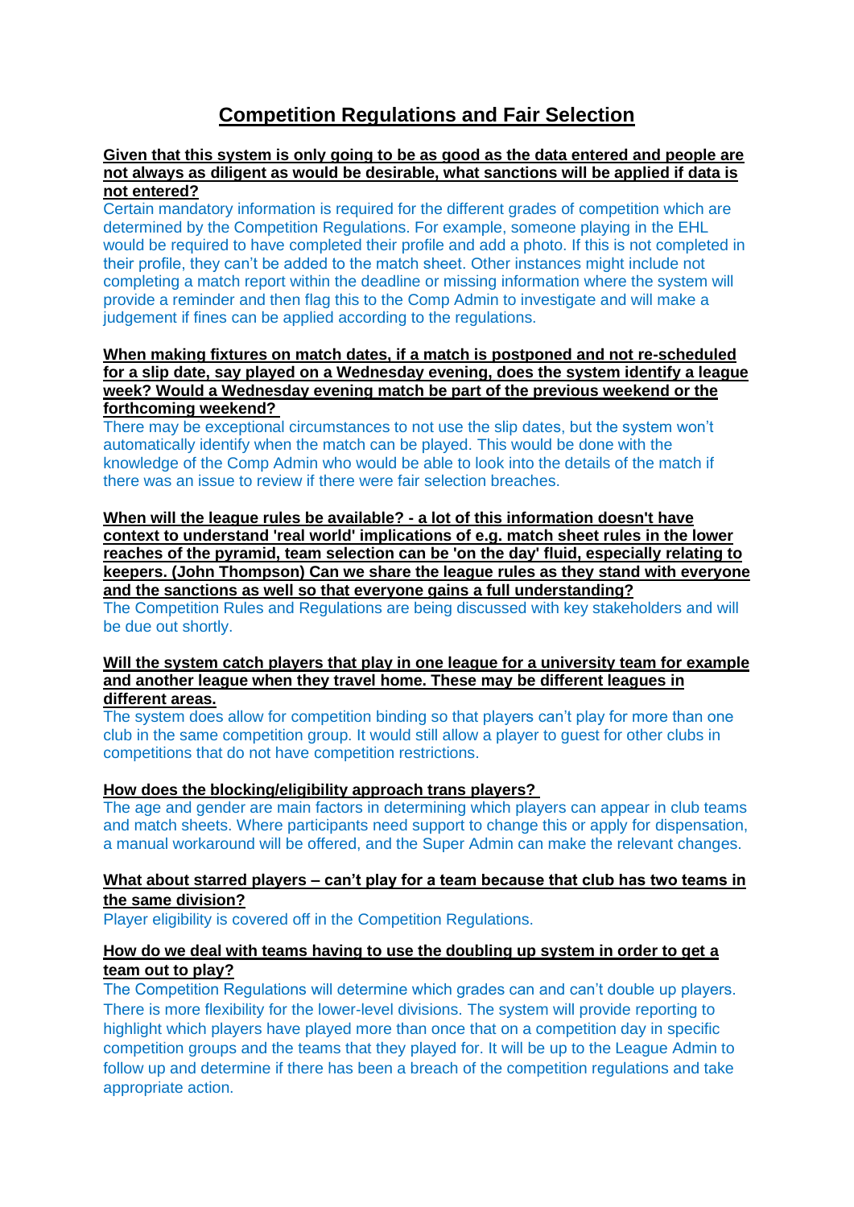# Competition Regulations and Fair Selection

**Given that this system is only going to be as good as the data entered and people are not always as diligent as would be desirable, what sanctions will be applied if data is not entered?**

Certain mandatory information is required for the different grades of competition which are determined by the Competition Regulations. For example, someone playing in the EHL would be required to have completed their profile and add a photo. If this is not completed in their profile, they can't be added to the match sheet. Other instances might include not completing a match report within the deadline or missing information where the system will provide a reminder and then flag this to the Comp Admin to investigate and will make a judgement if fines can be applied according to the regulations.

**When making fixtures on match dates, if a match is postponed and not re-scheduled for a slip date, say played on a Wednesday evening, does the system identify a league week? Would a Wednesday evening match be part of the previous weekend or the forthcoming weekend?**

There may be exceptional circumstances to not use the slip dates, but the system won't automatically identify when the match can be played. This would be done with the knowledge of the Comp Admin who would be able to look into the details of the match if there was an issue to review if there were fair selection breaches.

**When will the league rules be available? - a lot of this information doesn't have context to understand 'real world' implications of e.g. match sheet rules in the lower reaches of the pyramid, team selection can be 'on the day' fluid, especially relating to keepers. (John Thompson) Can we share the league rules as they stand with everyone and the sanctions as well so that everyone gains a full understanding?**

The Competition Rules and Regulations are being discussed with key stakeholders and will be due out shortly.

**Will the system catch players that play in one league for a university team for example and another league when they travel home. These may be different leagues in different areas.**

The system does allow for competition binding so that players can't play for more than one club in the same competition group. It would still allow a player to guest for other clubs in competitions that do not have competition restrictions.

**How does the blocking/eligibility approach trans players?**

The age and gender are main factors in determining which players can appear in club teams and match sheets. Where participants need support to change this or apply for dispensation, a manual workaround will be offered, and the Super Admin can make the relevant changes.

**What about starred players – can't play for a team because that club has two teams in the same division?**

Player eligibility is covered off in the Competition Regulations.

**How do we deal with teams having to use the doubling up system in order to get a team out to play?**

The Competition Regulations will determine which grades can and can't double up players. There is more flexibility for the lower-level divisions. The system will provide reporting to highlight which players have played more than once that on a competition day in specific competition groups and the teams that they played for. It will be up to the League Admin to follow up and determine if there has been a breach of the competition regulations and take appropriate action.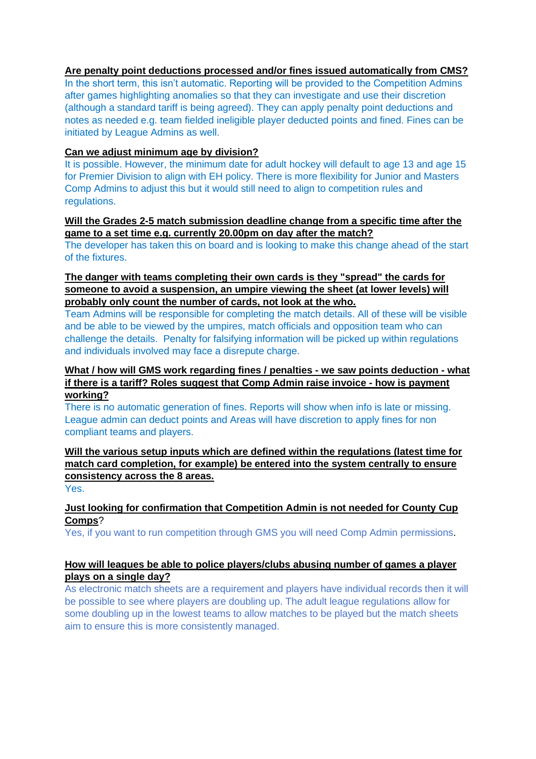**Are penalty point deductions processed and/or fines issued automatically from CMS?**

In the short term, this isn't automatic. Reporting will be provided to the Competition Admins after games highlighting anomalies so that they can investigate and use their discretion (although a standard tariff is being agreed). They can apply penalty point deductions and notes as needed e.g. team fielded ineligible player deducted points and fined. Fines can be initiated by League Admins as well.

**Can we adjust minimum age by division?**

It is possible. However, the minimum date for adult hockey will default to age 13 and age 15 for Premier Division to align with EH policy. There is more flexibility for Junior and Masters Comp Admins to adjust this but it would still need to align to competition rules and regulations.

**Will the Grades 2-5 match submission deadline change from a specific time after the game to a set time e.g. currently 20.00pm on day after the match?**

The developer has taken this on board and is looking to make this change ahead of the start of the fixtures.

**The danger with teams completing their own cards is they "spread" the cards for someone to avoid a suspension, an umpire viewing the sheet (at lower levels) will probably only count the number of cards, not look at the who.**

Team Admins will be responsible for completing the match details. All of these will be visible and be able to be viewed by the umpires, match officials and opposition team who can challenge the details. Penalty for falsifying information will be picked up within regulations and individuals involved may face a disrepute charge.

**What / how will GMS work regarding fines / penalties - we saw points deduction - what if there is a tariff? Roles suggest that Comp Admin raise invoice - how is payment working?**

There is no automatic generation of fines. Reports will show when info is late or missing. League admin can deduct points and Areas will have discretion to apply fines for non compliant teams and players.

**Will the various setup inputs which are defined within the regulations (latest time for match card completion, for example) be entered into the system centrally to ensure consistency across the 8 areas.**

Yes.

**Just looking for confirmation that Competition Admin is not needed for County Cup Comps?**

Yes, if you want to run competition through GMS you will need Comp Admin permissions.

**How will leagues be able to police players/clubs abusing number of games a player plays on a single day?**

As electronic match sheets are a requirement and players have individual records then it will be possible to see where players are doubling up. The adult league regulations allow for some doubling up in the lowest teams to allow matches to be played but the match sheets aim to ensure this is more consistently managed.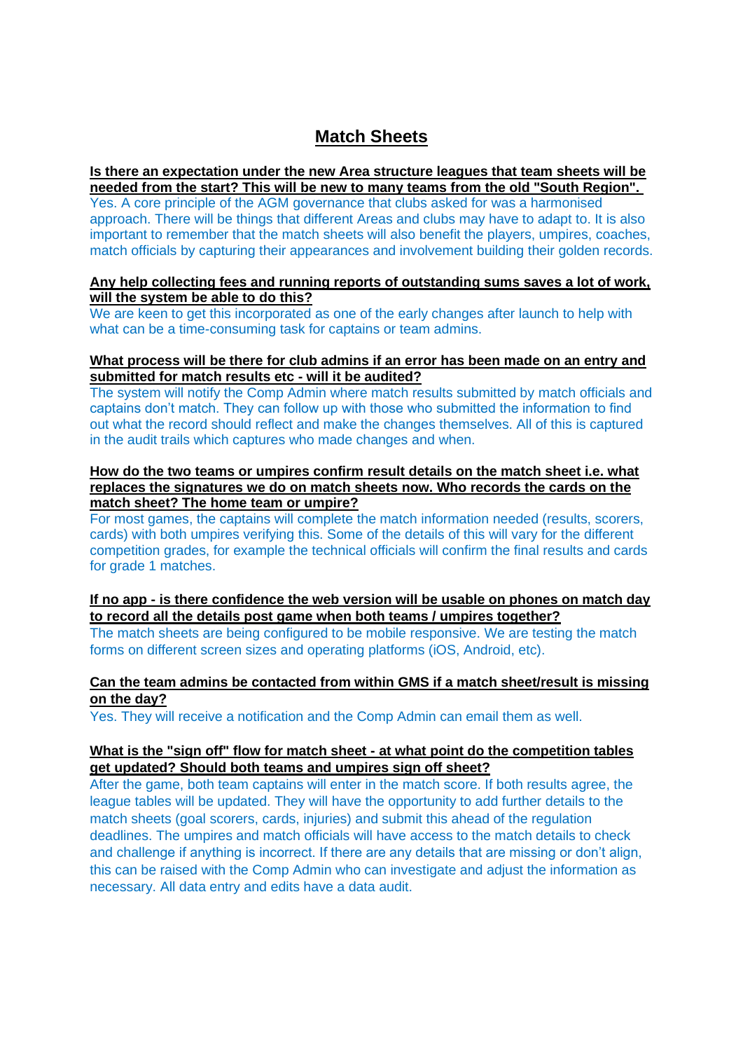# Match Sheets

**Is there an expectation under the new Area structure leagues that team sheets will be needed from the start? This will be new to many teams from the old "South Region".**

Yes. A core principle of the AGM governance that clubs asked for was a harmonised approach. There will be things that different Areas and clubs may have to adapt to. It is also important to remember that the match sheets will also benefit the players, umpires, coaches, match officials by capturing their appearances and involvement building their golden records.

**Any help collecting fees and running reports of outstanding sums saves a lot of work, will the system be able to do this?**

We are keen to get this incorporated as one of the early changes after launch to help with what can be a time-consuming task for captains or team admins.

**What process will be there for club admins if an error has been made on an entry and submitted for match results etc - will it be audited?**

The system will notify the Comp Admin where match results submitted by match officials and captains don't match. They can follow up with those who submitted the information to find out what the record should reflect and make the changes themselves. All of this is captured in the audit trails which captures who made changes and when.

**How do the two teams or umpires confirm result details on the match sheet i.e. what replaces the signatures we do on match sheets now. Who records the cards on the match sheet? The home team or umpire?**

For most games, the captains will complete the match information needed (results, scorers, cards) with both umpires verifying this. Some of the details of this will vary for the different competition grades, for example the technical officials will confirm the final results and cards for grade 1 matches.

**If no app - is there confidence the web version will be usable on phones on match day to record all the details post game when both teams / umpires together?**

The match sheets are being configured to be mobile responsive. We are testing the match forms on different screen sizes and operating platforms (iOS, Android, etc).

**Can the team admins be contacted from within GMS if a match sheet/result is missing on the day?**

Yes. They will receive a notification and the Comp Admin can email them as well.

**What is the "sign off" flow for match sheet - at what point do the competition tables get updated? Should both teams and umpires sign off sheet?**

After the game, both team captains will enter in the match score. If both results agree, the league tables will be updated. They will have the opportunity to add further details to the match sheets (goal scorers, cards, injuries) and submit this ahead of the regulation deadlines. The umpires and match officials will have access to the match details to check and challenge if anything is incorrect. If there are any details that are missing or don't align, this can be raised with the Comp Admin who can investigate and adjust the information as necessary. All data entry and edits have a data audit.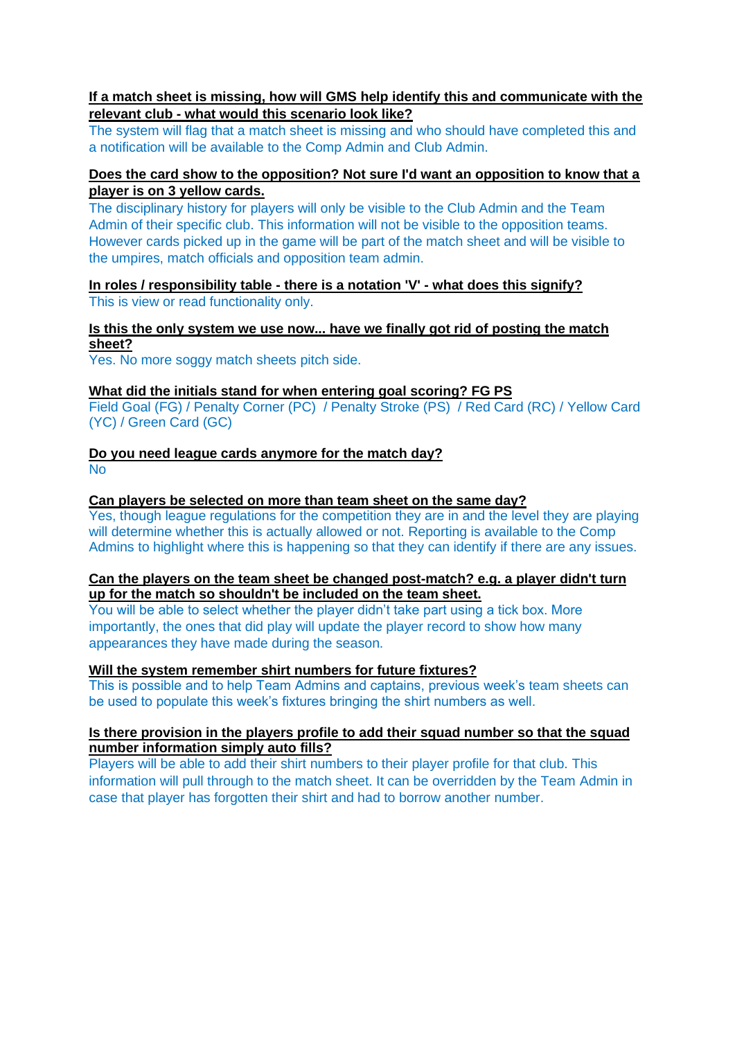**<u>If a match sheet is missing, how will GMS help identify this and communicate with the relevant club - what would this scenario look like?</u>**

The system will flag that a match sheet is missing and who should have completed this and a notification will be available to the Comp Admin and Club Admin.

**<u>Does the card show to the opposition? Not sure I'd want an opposition to know that a player is on 3 yellow cards.</u>**

The disciplinary history for players will only be visible to the Club Admin and the Team Admin of their specific club. This information will not be visible to the opposition teams. However cards picked up in the game will be part of the match sheet and will be visible to the umpires, match officials and opposition team admin.

**<u>In roles / responsibility table - there is a notation 'V' - what does this signify?</u>**

This is view or read functionality only.

**<u>Is this the only system we use now... have we finally got rid of posting the match sheet?</u>**

Yes. No more soggy match sheets pitch side.

**<u>What did the initials stand for when entering goal scoring? FG PS</u>**

Field Goal (FG) / Penalty Corner (PC) / Penalty Stroke (PS) / Red Card (RC) / Yellow Card (YC) / Green Card (GC)

**<u>Do you need league cards anymore for the match day?</u>**

No

**<u>Can players be selected on more than team sheet on the same day?</u>**

Yes, though league regulations for the competition they are in and the level they are playing will determine whether this is actually allowed or not. Reporting is available to the Comp Admins to highlight where this is happening so that they can identify if there are any issues.

**<u>Can the players on the team sheet be changed post-match? e.g. a player didn't turn up for the match so shouldn't be included on the team sheet.</u>**

You will be able to select whether the player didn't take part using a tick box. More importantly, the ones that did play will update the player record to show how many appearances they have made during the season.

**<u>Will the system remember shirt numbers for future fixtures?</u>**

This is possible and to help Team Admins and captains, previous week's team sheets can be used to populate this week's fixtures bringing the shirt numbers as well.

**<u>Is there provision in the players profile to add their squad number so that the squad number information simply auto fills?</u>**

Players will be able to add their shirt numbers to their player profile for that club. This information will pull through to the match sheet. It can be overridden by the Team Admin in case that player has forgotten their shirt and had to borrow another number.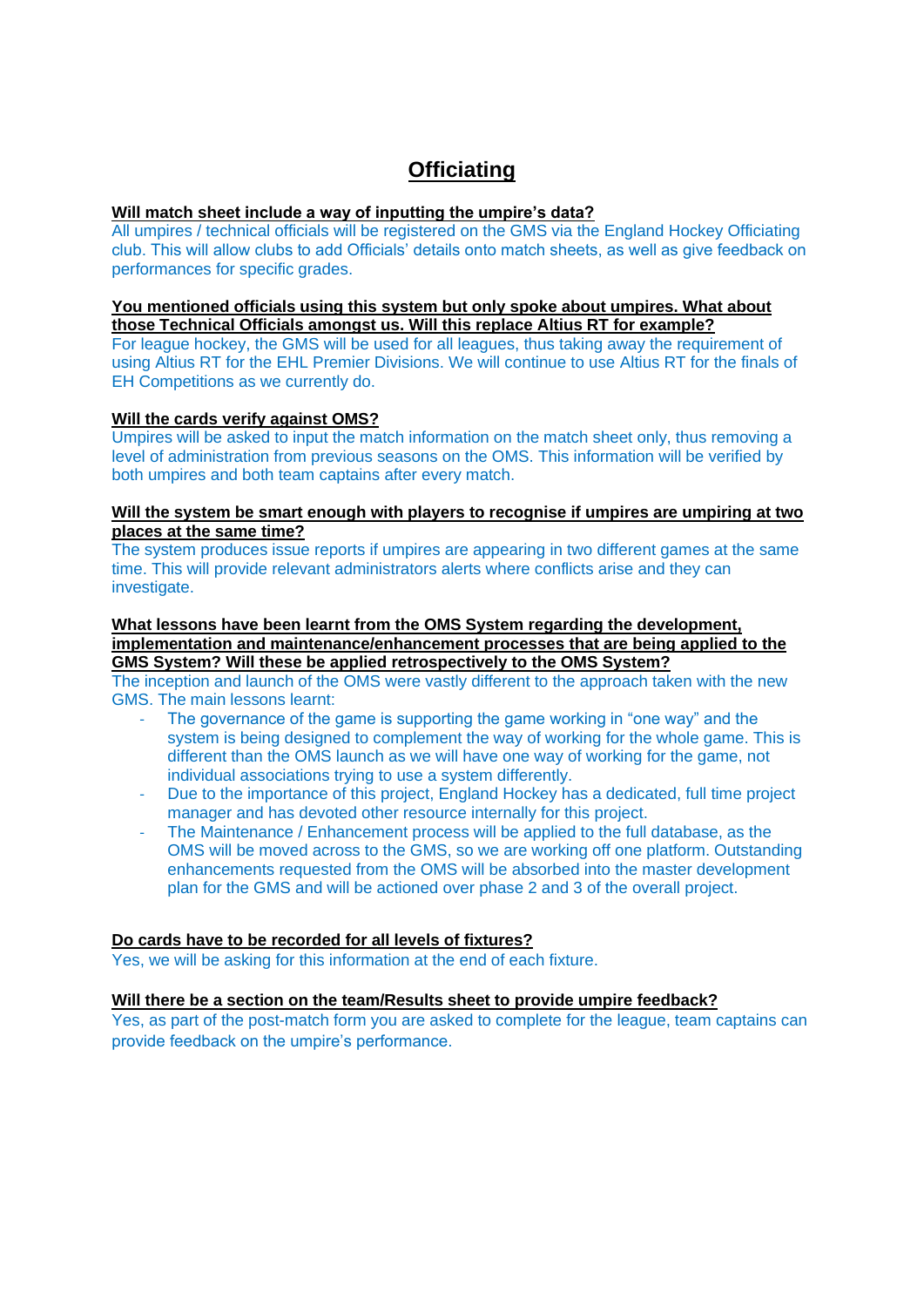# Officiating

**Will match sheet include a way of inputting the umpire's data?**

All umpires / technical officials will be registered on the GMS via the England Hockey Officiating club. This will allow clubs to add Officials' details onto match sheets, as well as give feedback on performances for specific grades.

**You mentioned officials using this system but only spoke about umpires. What about those Technical Officials amongst us. Will this replace Altius RT for example?**

For league hockey, the GMS will be used for all leagues, thus taking away the requirement of using Altius RT for the EHL Premier Divisions. We will continue to use Altius RT for the finals of EH Competitions as we currently do.

**Will the cards verify against OMS?**

Umpires will be asked to input the match information on the match sheet only, thus removing a level of administration from previous seasons on the OMS. This information will be verified by both umpires and both team captains after every match.

**Will the system be smart enough with players to recognise if umpires are umpiring at two places at the same time?**

The system produces issue reports if umpires are appearing in two different games at the same time. This will provide relevant administrators alerts where conflicts arise and they can investigate.

**What lessons have been learnt from the OMS System regarding the development, implementation and maintenance/enhancement processes that are being applied to the GMS System? Will these be applied retrospectively to the OMS System?**

The inception and launch of the OMS were vastly different to the approach taken with the new GMS. The main lessons learnt:

- The governance of the game is supporting the game working in "one way" and the system is being designed to complement the way of working for the whole game. This is different than the OMS launch as we will have one way of working for the game, not individual associations trying to use a system differently.
- Due to the importance of this project, England Hockey has a dedicated, full time project manager and has devoted other resource internally for this project.
- The Maintenance / Enhancement process will be applied to the full database, as the OMS will be moved across to the GMS, so we are working off one platform. Outstanding enhancements requested from the OMS will be absorbed into the master development plan for the GMS and will be actioned over phase 2 and 3 of the overall project.

**Do cards have to be recorded for all levels of fixtures?**

Yes, we will be asking for this information at the end of each fixture.

**Will there be a section on the team/Results sheet to provide umpire feedback?**

Yes, as part of the post-match form you are asked to complete for the league, team captains can provide feedback on the umpire's performance.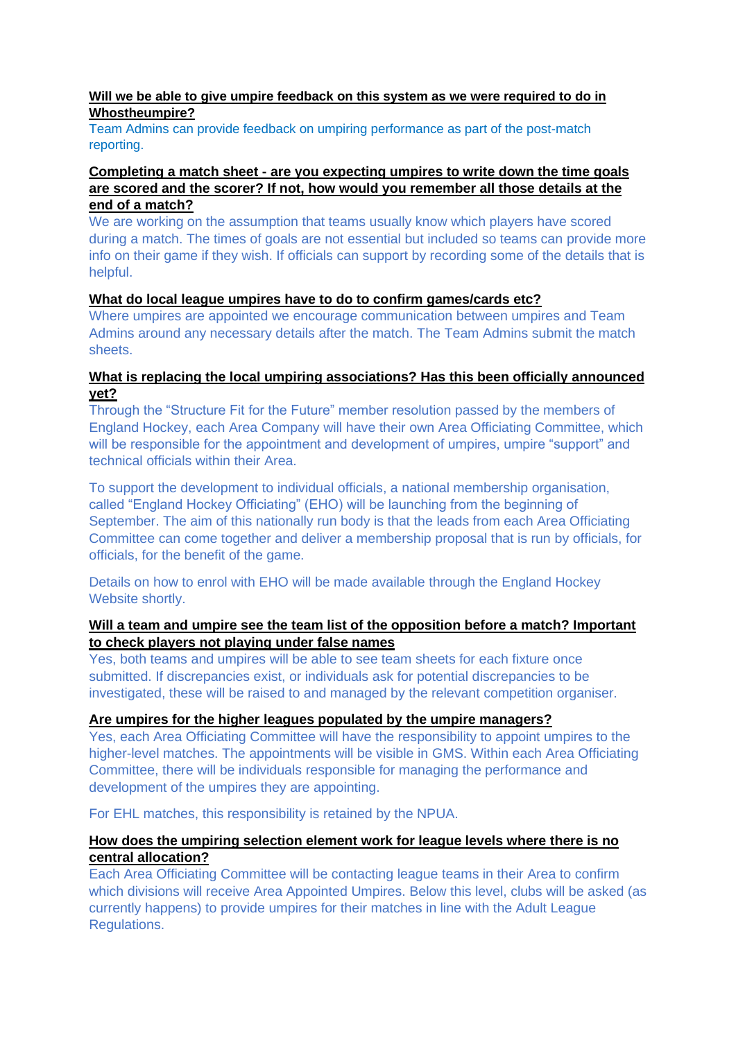**Will we be able to give umpire feedback on this system as we were required to do in Whostheumpire?**

Team Admins can provide feedback on umpiring performance as part of the post-match reporting.

**Completing a match sheet - are you expecting umpires to write down the time goals are scored and the scorer? If not, how would you remember all those details at the end of a match?**

We are working on the assumption that teams usually know which players have scored during a match. The times of goals are not essential but included so teams can provide more info on their game if they wish. If officials can support by recording some of the details that is helpful.

**What do local league umpires have to do to confirm games/cards etc?**

Where umpires are appointed we encourage communication between umpires and Team Admins around any necessary details after the match. The Team Admins submit the match sheets.

**What is replacing the local umpiring associations? Has this been officially announced yet?**

Through the "Structure Fit for the Future" member resolution passed by the members of England Hockey, each Area Company will have their own Area Officiating Committee, which will be responsible for the appointment and development of umpires, umpire "support" and technical officials within their Area.

To support the development to individual officials, a national membership organisation, called "England Hockey Officiating" (EHO) will be launching from the beginning of September. The aim of this nationally run body is that the leads from each Area Officiating Committee can come together and deliver a membership proposal that is run by officials, for officials, for the benefit of the game.

Details on how to enrol with EHO will be made available through the England Hockey Website shortly.

**Will a team and umpire see the team list of the opposition before a match? Important to check players not playing under false names**

Yes, both teams and umpires will be able to see team sheets for each fixture once submitted. If discrepancies exist, or individuals ask for potential discrepancies to be investigated, these will be raised to and managed by the relevant competition organiser.

**Are umpires for the higher leagues populated by the umpire managers?**

Yes, each Area Officiating Committee will have the responsibility to appoint umpires to the higher-level matches. The appointments will be visible in GMS. Within each Area Officiating Committee, there will be individuals responsible for managing the performance and development of the umpires they are appointing.

For EHL matches, this responsibility is retained by the NPUA.

**How does the umpiring selection element work for league levels where there is no central allocation?**

Each Area Officiating Committee will be contacting league teams in their Area to confirm which divisions will receive Area Appointed Umpires. Below this level, clubs will be asked (as currently happens) to provide umpires for their matches in line with the Adult League Regulations.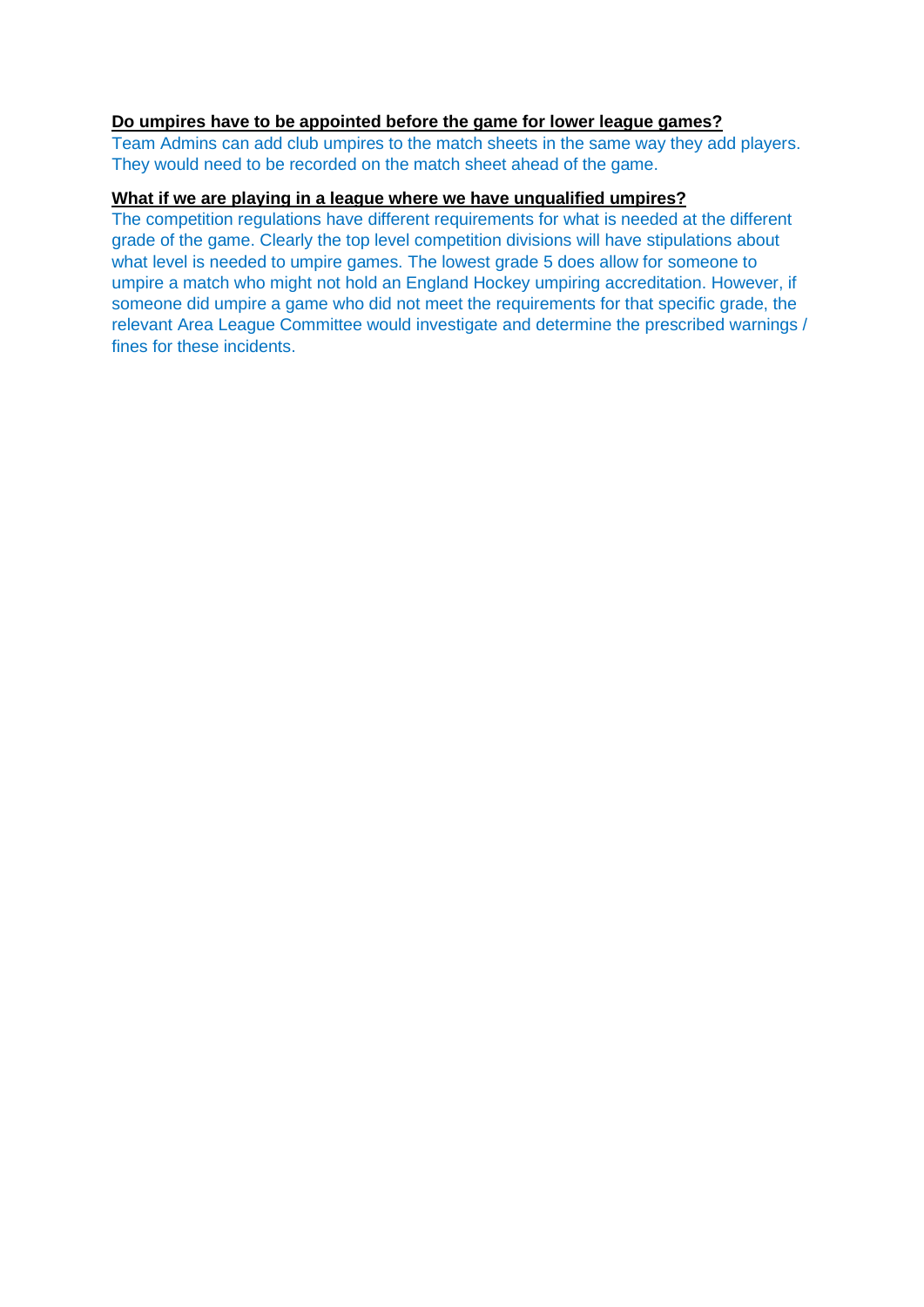**Do umpires have to be appointed before the game for lower league games?**

Team Admins can add club umpires to the match sheets in the same way they add players. They would need to be recorded on the match sheet ahead of the game.

**What if we are playing in a league where we have unqualified umpires?**

The competition regulations have different requirements for what is needed at the different grade of the game. Clearly the top level competition divisions will have stipulations about what level is needed to umpire games. The lowest grade 5 does allow for someone to umpire a match who might not hold an England Hockey umpiring accreditation. However, if someone did umpire a game who did not meet the requirements for that specific grade, the relevant Area League Committee would investigate and determine the prescribed warnings / fines for these incidents.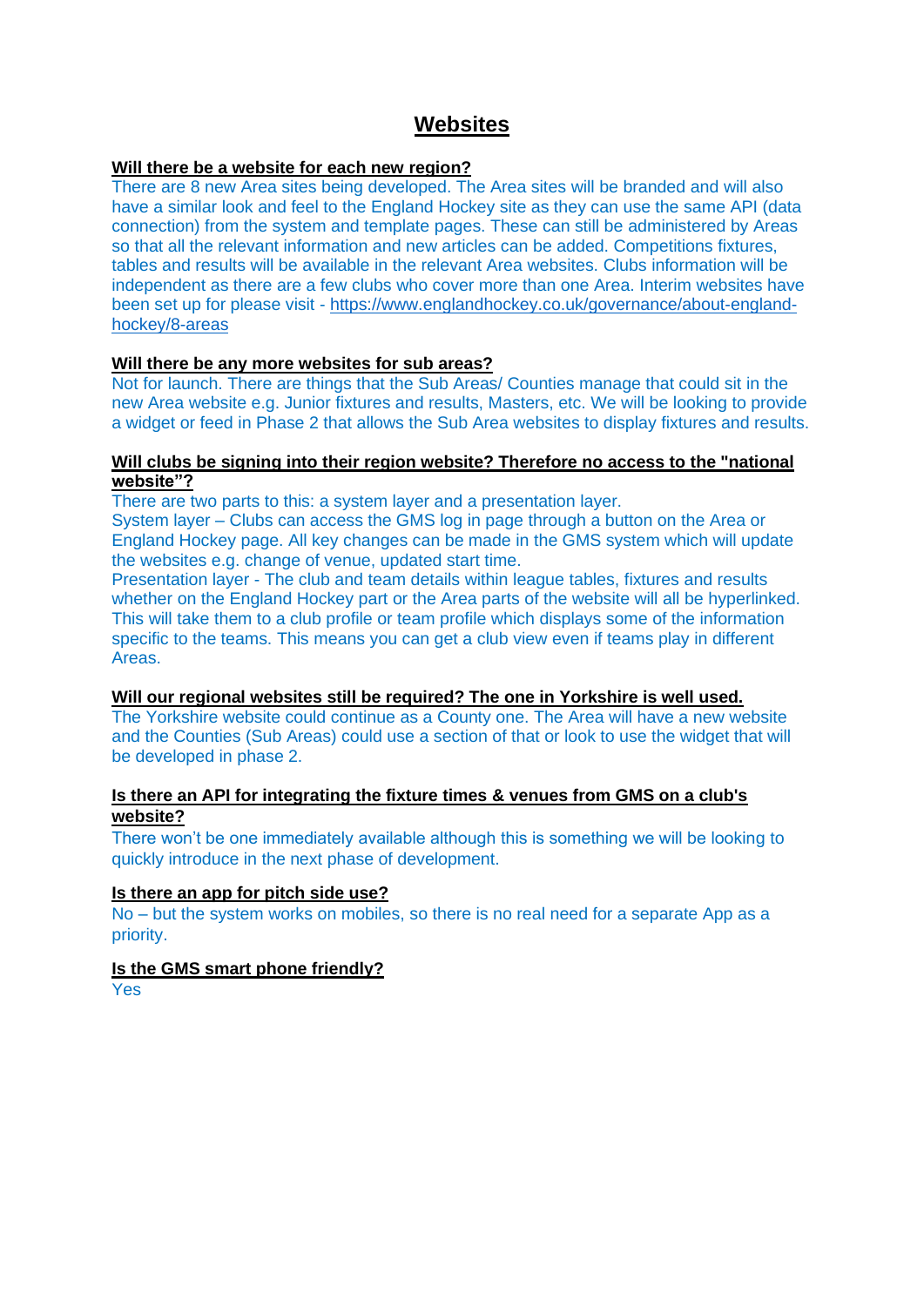# Websites

**Will there be a website for each new region?**

There are 8 new Area sites being developed. The Area sites will be branded and will also have a similar look and feel to the England Hockey site as they can use the same API (data connection) from the system and template pages. These can still be administered by Areas so that all the relevant information and new articles can be added. Competitions fixtures, tables and results will be available in the relevant Area websites. Clubs information will be independent as there are a few clubs who cover more than one Area. Interim websites have been set up for please visit - https://www.englandhockey.co.uk/governance/about-england-hockey/8-areas

**Will there be any more websites for sub areas?**

Not for launch. There are things that the Sub Areas/ Counties manage that could sit in the new Area website e.g. Junior fixtures and results, Masters, etc. We will be looking to provide a widget or feed in Phase 2 that allows the Sub Area websites to display fixtures and results.

**Will clubs be signing into their region website? Therefore no access to the "national website"?**

There are two parts to this: a system layer and a presentation layer.

System layer – Clubs can access the GMS log in page through a button on the Area or England Hockey page. All key changes can be made in the GMS system which will update the websites e.g. change of venue, updated start time.

Presentation layer - The club and team details within league tables, fixtures and results whether on the England Hockey part or the Area parts of the website will all be hyperlinked. This will take them to a club profile or team profile which displays some of the information specific to the teams. This means you can get a club view even if teams play in different Areas.

**Will our regional websites still be required? The one in Yorkshire is well used.**

The Yorkshire website could continue as a County one. The Area will have a new website and the Counties (Sub Areas) could use a section of that or look to use the widget that will be developed in phase 2.

**Is there an API for integrating the fixture times & venues from GMS on a club's website?**

There won't be one immediately available although this is something we will be looking to quickly introduce in the next phase of development.

**Is there an app for pitch side use?**

No – but the system works on mobiles, so there is no real need for a separate App as a priority.

**Is the GMS smart phone friendly?**

Yes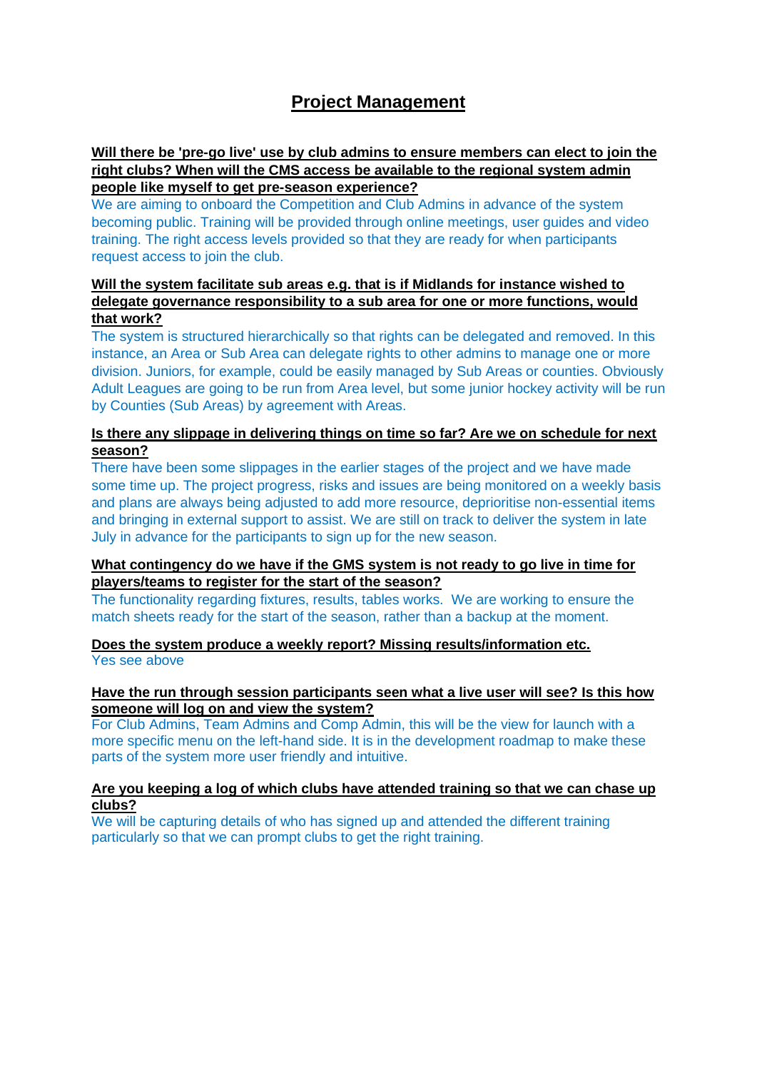# Project Management

**Will there be 'pre-go live' use by club admins to ensure members can elect to join the right clubs? When will the CMS access be available to the regional system admin people like myself to get pre-season experience?**

We are aiming to onboard the Competition and Club Admins in advance of the system becoming public. Training will be provided through online meetings, user guides and video training. The right access levels provided so that they are ready for when participants request access to join the club.

**Will the system facilitate sub areas e.g. that is if Midlands for instance wished to delegate governance responsibility to a sub area for one or more functions, would that work?**

The system is structured hierarchically so that rights can be delegated and removed. In this instance, an Area or Sub Area can delegate rights to other admins to manage one or more division. Juniors, for example, could be easily managed by Sub Areas or counties. Obviously Adult Leagues are going to be run from Area level, but some junior hockey activity will be run by Counties (Sub Areas) by agreement with Areas.

**Is there any slippage in delivering things on time so far? Are we on schedule for next season?**

There have been some slippages in the earlier stages of the project and we have made some time up. The project progress, risks and issues are being monitored on a weekly basis and plans are always being adjusted to add more resource, deprioritise non-essential items and bringing in external support to assist. We are still on track to deliver the system in late July in advance for the participants to sign up for the new season.

**What contingency do we have if the GMS system is not ready to go live in time for players/teams to register for the start of the season?**

The functionality regarding fixtures, results, tables works. We are working to ensure the match sheets ready for the start of the season, rather than a backup at the moment.

**Does the system produce a weekly report? Missing results/information etc.**

Yes see above

**Have the run through session participants seen what a live user will see? Is this how someone will log on and view the system?**

For Club Admins, Team Admins and Comp Admin, this will be the view for launch with a more specific menu on the left-hand side. It is in the development roadmap to make these parts of the system more user friendly and intuitive.

**Are you keeping a log of which clubs have attended training so that we can chase up clubs?**

We will be capturing details of who has signed up and attended the different training particularly so that we can prompt clubs to get the right training.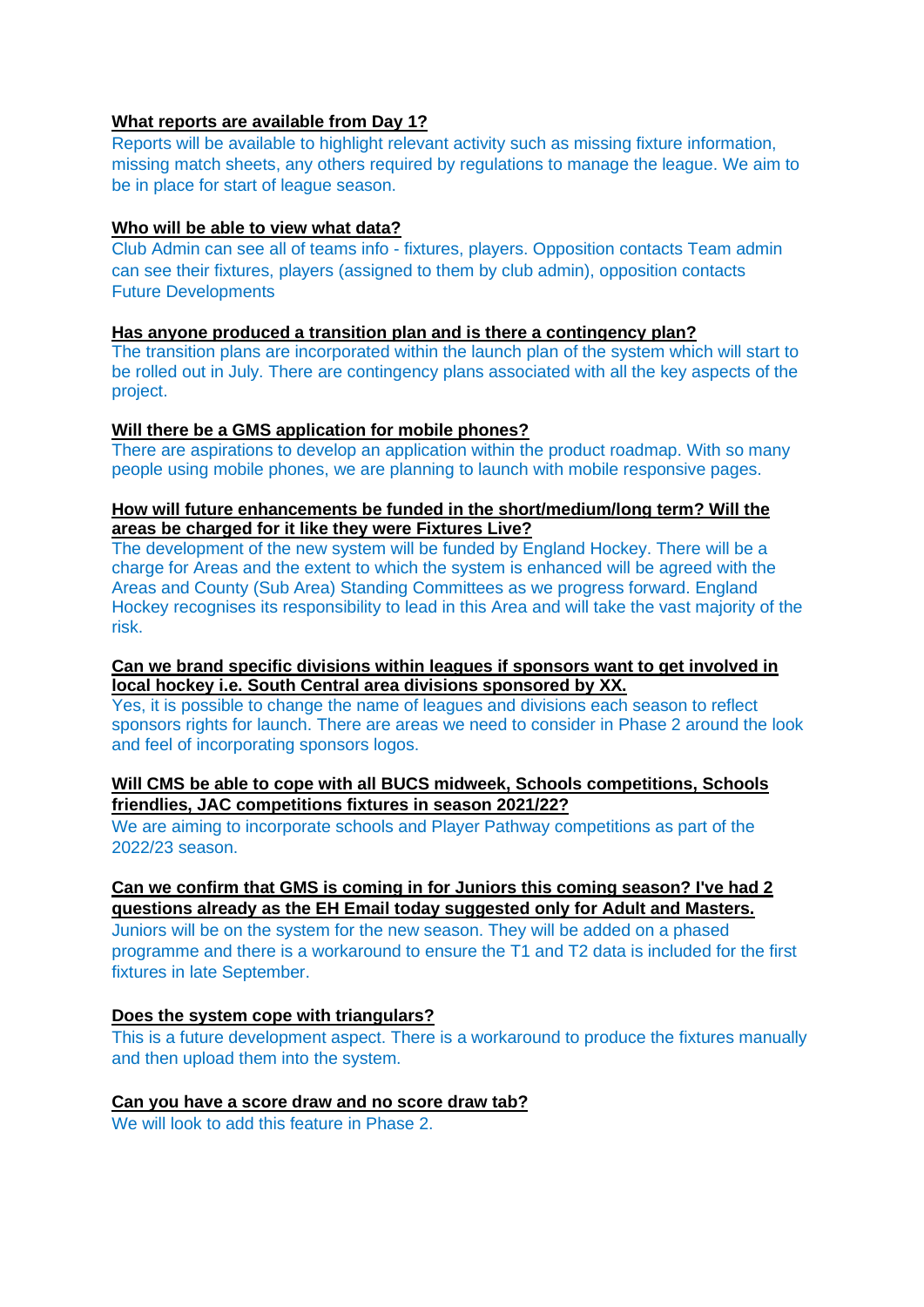**What reports are available from Day 1?**

Reports will be available to highlight relevant activity such as missing fixture information, missing match sheets, any others required by regulations to manage the league. We aim to be in place for start of league season.

**Who will be able to view what data?**

Club Admin can see all of teams info - fixtures, players. Opposition contacts Team admin can see their fixtures, players (assigned to them by club admin), opposition contacts Future Developments

**Has anyone produced a transition plan and is there a contingency plan?**

The transition plans are incorporated within the launch plan of the system which will start to be rolled out in July. There are contingency plans associated with all the key aspects of the project.

**Will there be a GMS application for mobile phones?**

There are aspirations to develop an application within the product roadmap. With so many people using mobile phones, we are planning to launch with mobile responsive pages.

**How will future enhancements be funded in the short/medium/long term? Will the areas be charged for it like they were Fixtures Live?**

The development of the new system will be funded by England Hockey. There will be a charge for Areas and the extent to which the system is enhanced will be agreed with the Areas and County (Sub Area) Standing Committees as we progress forward. England Hockey recognises its responsibility to lead in this Area and will take the vast majority of the risk.

**Can we brand specific divisions within leagues if sponsors want to get involved in local hockey i.e. South Central area divisions sponsored by XX.**

Yes, it is possible to change the name of leagues and divisions each season to reflect sponsors rights for launch. There are areas we need to consider in Phase 2 around the look and feel of incorporating sponsors logos.

**Will CMS be able to cope with all BUCS midweek, Schools competitions, Schools friendlies, JAC competitions fixtures in season 2021/22?**

We are aiming to incorporate schools and Player Pathway competitions as part of the 2022/23 season.

**Can we confirm that GMS is coming in for Juniors this coming season? I've had 2 questions already as the EH Email today suggested only for Adult and Masters.**

Juniors will be on the system for the new season. They will be added on a phased programme and there is a workaround to ensure the T1 and T2 data is included for the first fixtures in late September.

**Does the system cope with triangulars?**

This is a future development aspect. There is a workaround to produce the fixtures manually and then upload them into the system.

**Can you have a score draw and no score draw tab?**

We will look to add this feature in Phase 2.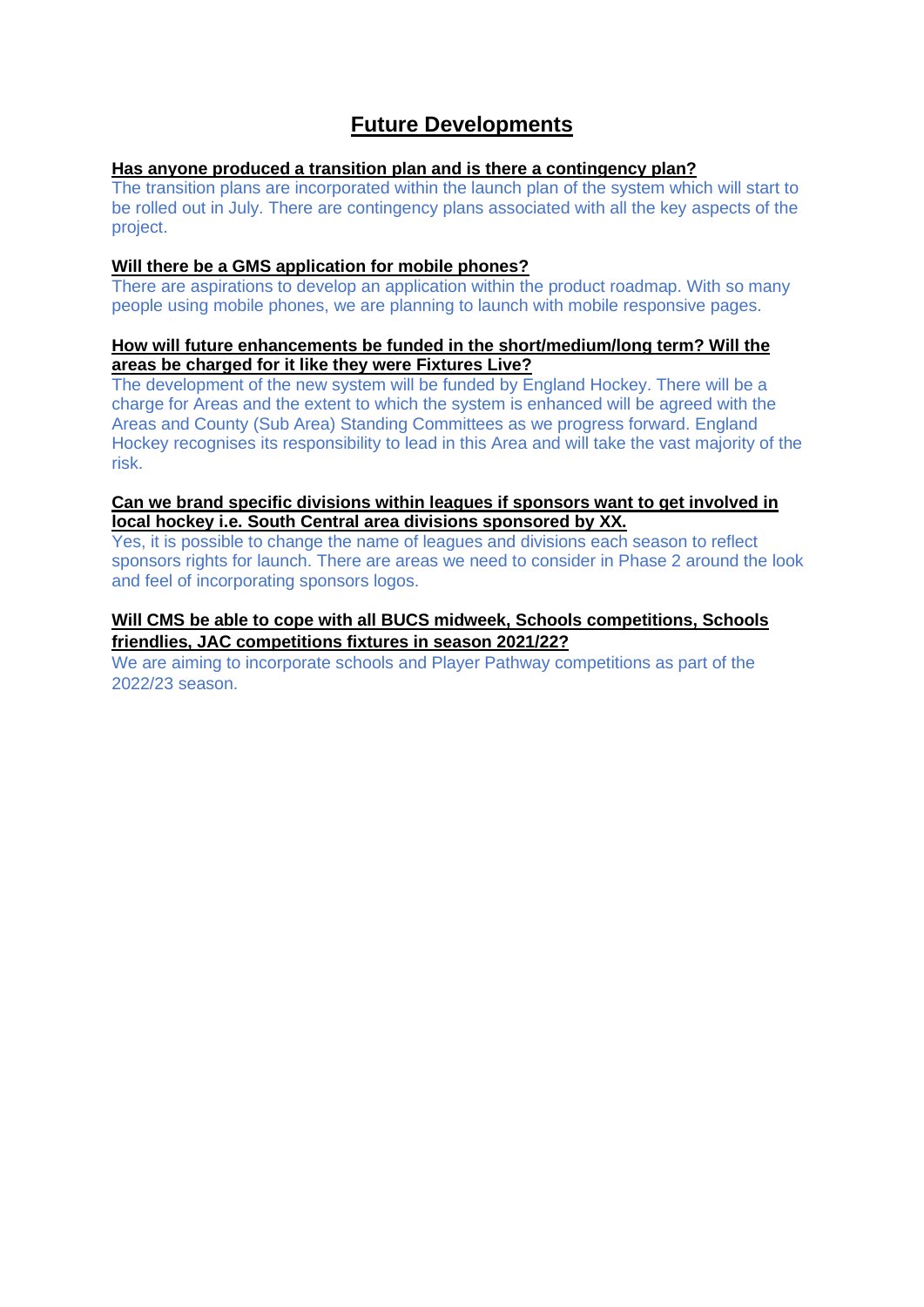# Future Developments

**Has anyone produced a transition plan and is there a contingency plan?**

The transition plans are incorporated within the launch plan of the system which will start to be rolled out in July. There are contingency plans associated with all the key aspects of the project.

**Will there be a GMS application for mobile phones?**

There are aspirations to develop an application within the product roadmap. With so many people using mobile phones, we are planning to launch with mobile responsive pages.

**How will future enhancements be funded in the short/medium/long term? Will the areas be charged for it like they were Fixtures Live?**

The development of the new system will be funded by England Hockey. There will be a charge for Areas and the extent to which the system is enhanced will be agreed with the Areas and County (Sub Area) Standing Committees as we progress forward. England Hockey recognises its responsibility to lead in this Area and will take the vast majority of the risk.

**Can we brand specific divisions within leagues if sponsors want to get involved in local hockey i.e. South Central area divisions sponsored by XX.**

Yes, it is possible to change the name of leagues and divisions each season to reflect sponsors rights for launch. There are areas we need to consider in Phase 2 around the look and feel of incorporating sponsors logos.

**Will CMS be able to cope with all BUCS midweek, Schools competitions, Schools friendlies, JAC competitions fixtures in season 2021/22?**

We are aiming to incorporate schools and Player Pathway competitions as part of the 2022/23 season.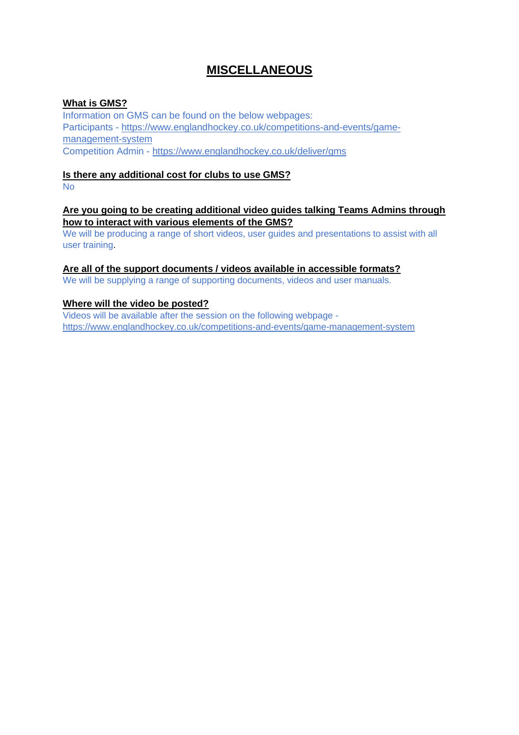# MISCELLANEOUS

**What is GMS?**

Information on GMS can be found on the below webpages:
Participants - https://www.englandhockey.co.uk/competitions-and-events/game-management-system
Competition Admin - https://www.englandhockey.co.uk/deliver/gms

**Is there any additional cost for clubs to use GMS?**

No

**Are you going to be creating additional video guides talking Teams Admins through how to interact with various elements of the GMS?**

We will be producing a range of short videos, user guides and presentations to assist with all user training.

**Are all of the support documents / videos available in accessible formats?**

We will be supplying a range of supporting documents, videos and user manuals.

**Where will the video be posted?**

Videos will be available after the session on the following webpage - https://www.englandhockey.co.uk/competitions-and-events/game-management-system